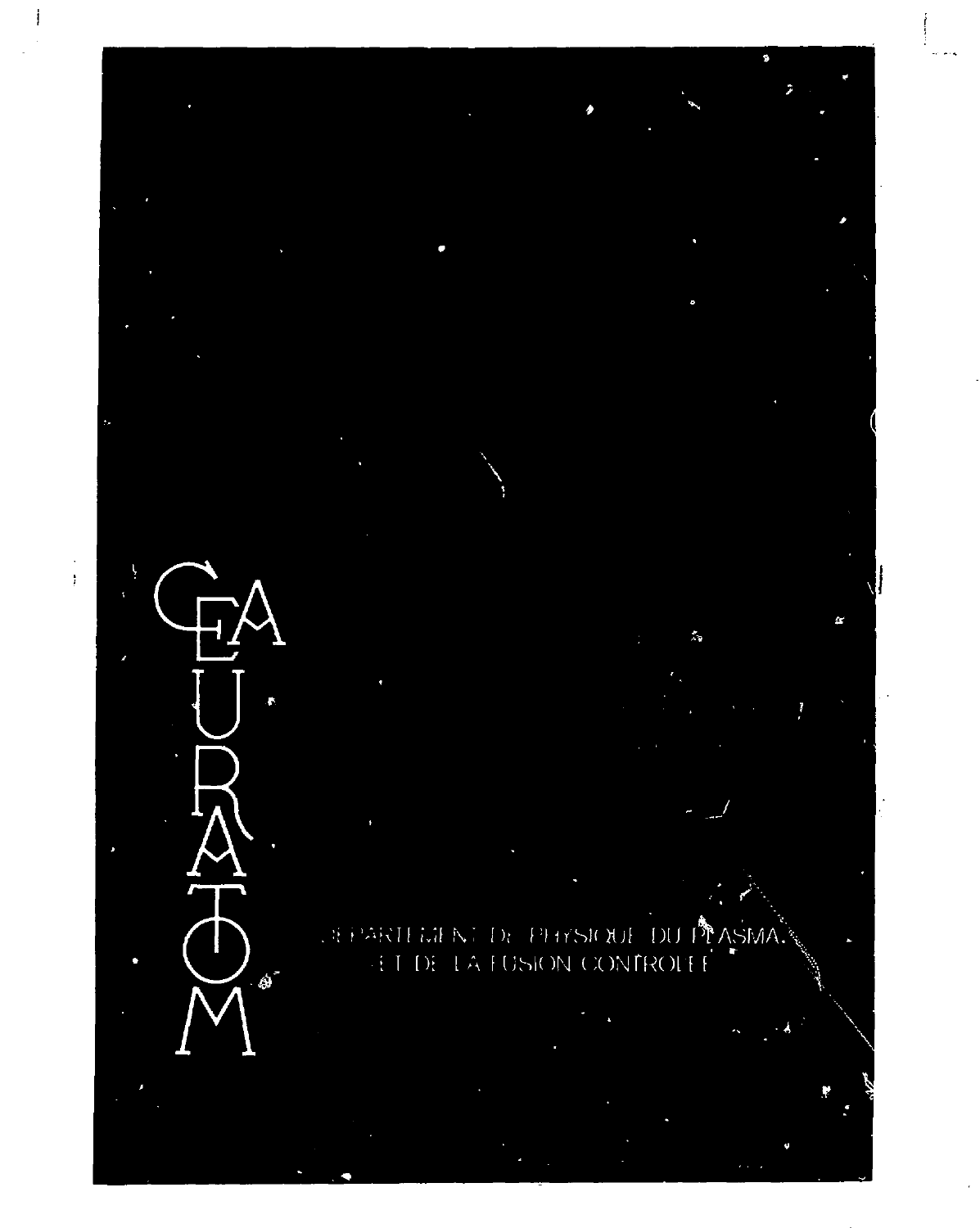CEA EURATOM

DEPARTEMENT DE PHYSIQUE DU PLASMA ET DE LA FUSION CONTROLEE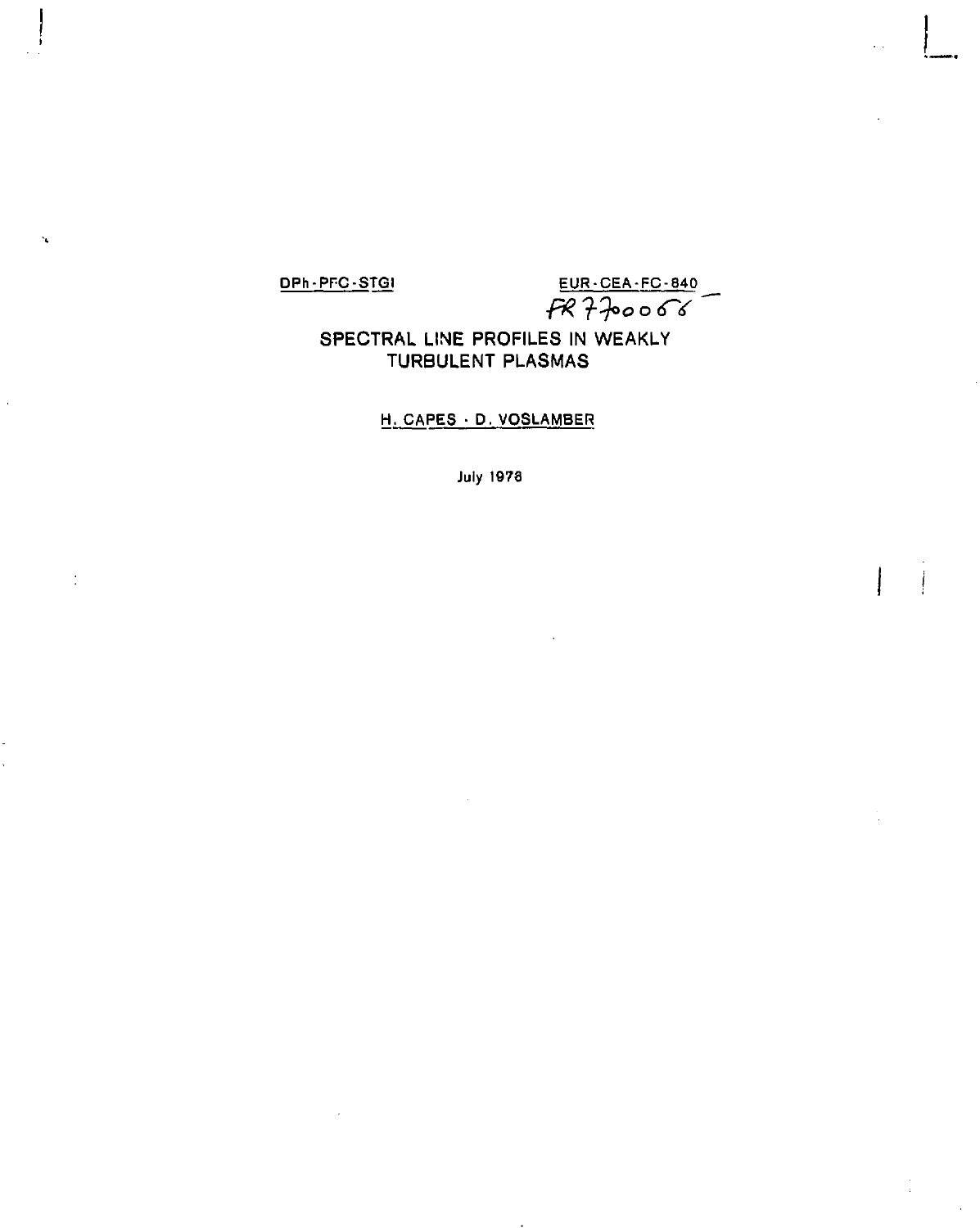DPh-PFC-STGI

EUR-CEA-FC-840

FR7700066

# SPECTRAL LINE PROFILES IN WEAKLY TURBULENT PLASMAS

H. CAPES - D. VOSLAMBER

July 1976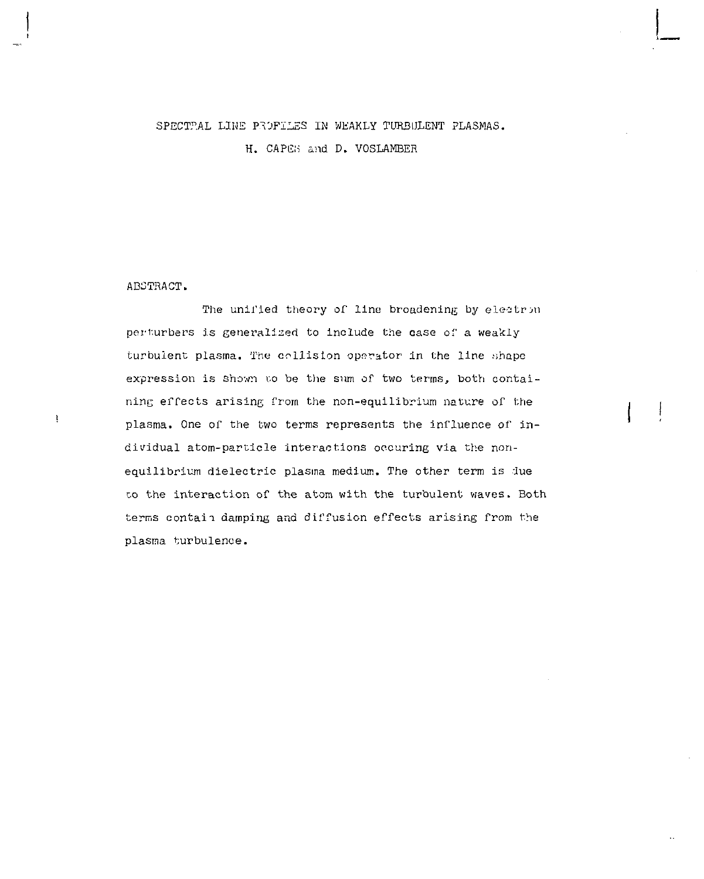# SPECTRAL LINE PROFILES IN WEAKLY TURBULENT PLASMAS.

H. CAPES and D. VOSLAMBER

## ABSTRACT.

The unified theory of line broadening by electron perturbers is generalized to include the case of a weakly turbulent plasma. The collision operator in the line shape expression is shown to be the sum of two terms, both containing effects arising from the non-equilibrium nature of the plasma. One of the two terms represents the influence of individual atom-particle interactions occuring via the non-equilibrium dielectric plasma medium. The other term is due to the interaction of the atom with the turbulent waves. Both terms contain damping and diffusion effects arising from the plasma turbulence.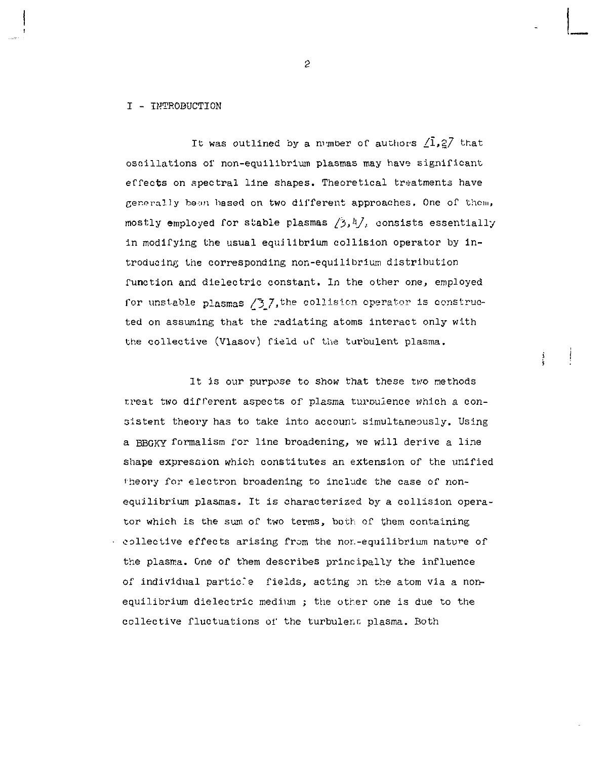## I - INTRODUCTION

It was outlined by a number of authors [1,2] that oscillations of non-equilibrium plasmas may have significant effects on spectral line shapes. Theoretical treatments have generally been based on two different approaches. One of them, mostly employed for stable plasmas [3,4], consists essentially in modifying the usual equilibrium collision operator by introducing the corresponding non-equilibrium distribution function and dielectric constant. In the other one, employed for unstable plasmas [3], the collision operator is constructed on assuming that the radiating atoms interact only with the collective (Vlasov) field of the turbulent plasma.

It is our purpose to show that these two methods treat two different aspects of plasma turbulence which a consistent theory has to take into account simultaneously. Using a BBGKY formalism for line broadening, we will derive a line shape expression which constitutes an extension of the unified theory for electron broadening to include the case of non-equilibrium plasmas. It is characterized by a collision operator which is the sum of two terms, both of them containing collective effects arising from the non-equilibrium nature of the plasma. One of them describes principally the influence of individual particle fields, acting on the atom via a non-equilibrium dielectric medium ; the other one is due to the collective fluctuations of the turbulent plasma. Both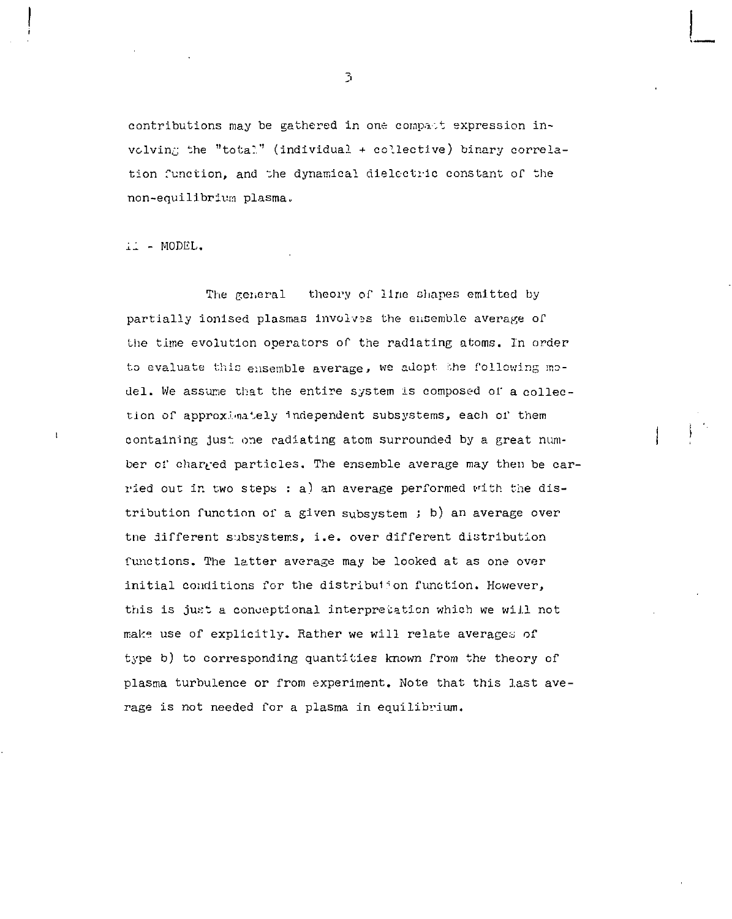contributions may be gathered in one compact expression involving the "total" (individual + collective) binary correlation function, and the dynamical dielectric constant of the non-equilibrium plasma.

## II - MODEL.

The general theory of line shapes emitted by partially ionised plasmas involves the ensemble average of the time evolution operators of the radiating atoms. In order to evaluate this ensemble average, we adopt the following model. We assume that the entire system is composed of a collection of approximately independent subsystems, each of them containing just one radiating atom surrounded by a great number of charged particles. The ensemble average may then be carried out in two steps : a) an average performed with the distribution function of a given subsystem ; b) an average over the different subsystems, i.e. over different distribution functions. The latter average may be looked at as one over initial conditions for the distribution function. However, this is just a conceptional interpretation which we will not make use of explicitly. Rather we will relate averages of type b) to corresponding quantities known from the theory of plasma turbulence or from experiment. Note that this last average is not needed for a plasma in equilibrium.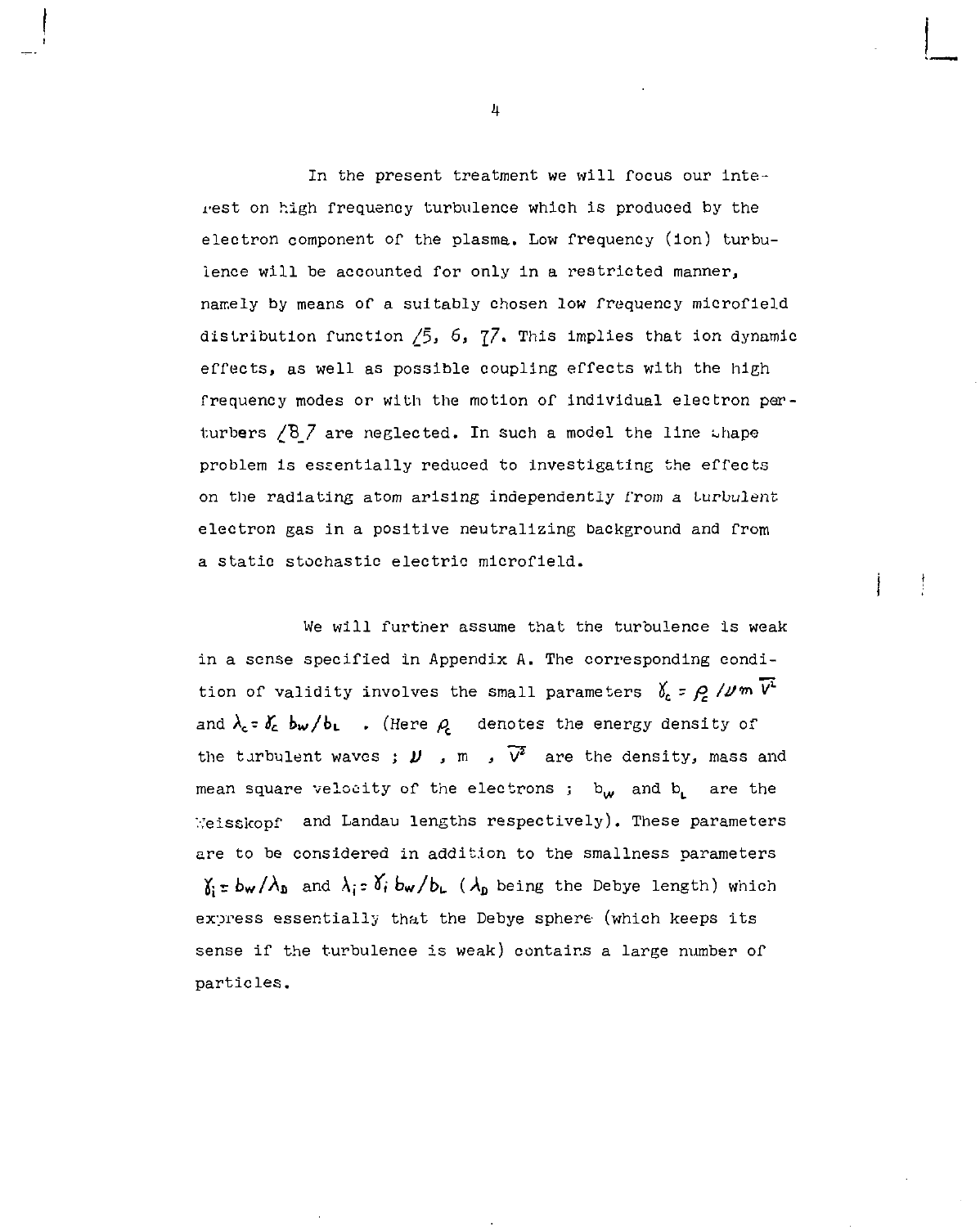In the present treatment we will focus our interest on high frequency turbulence which is produced by the electron component of the plasma. Low frequency (ion) turbulence will be accounted for only in a restricted manner, namely by means of a suitably chosen low frequency microfield distribution function /5, 6, 7/. This implies that ion dynamic effects, as well as possible coupling effects with the high frequency modes or with the motion of individual electron perturbers /8/ are neglected. In such a model the line shape problem is essentially reduced to investigating the effects on the radiating atom arising independently from a turbulent electron gas in a positive neutralizing background and from a static stochastic electric microfield.

We will further assume that the turbulence is weak in a sense specified in Appendix A. The corresponding condition of validity involves the small parameters $\gamma_c = \rho_c / \nu m \overline{V^2}$ and $\lambda_c = \gamma_c \, b_W / b_L$ . (Here $\rho_c$ denotes the energy density of the turbulent waves ; $\nu$ , m , $\overline{V^2}$ are the density, mass and mean square velocity of the electrons ; $b_W$ and $b_L$ are the Weisskopf and Landau lengths respectively). These parameters are to be considered in addition to the smallness parameters $\gamma_i = b_W / \lambda_D$ and $\lambda_i = \gamma_i \, b_W / b_L$ ($\lambda_D$ being the Debye length) which express essentially that the Debye sphere (which keeps its sense if the turbulence is weak) contains a large number of particles.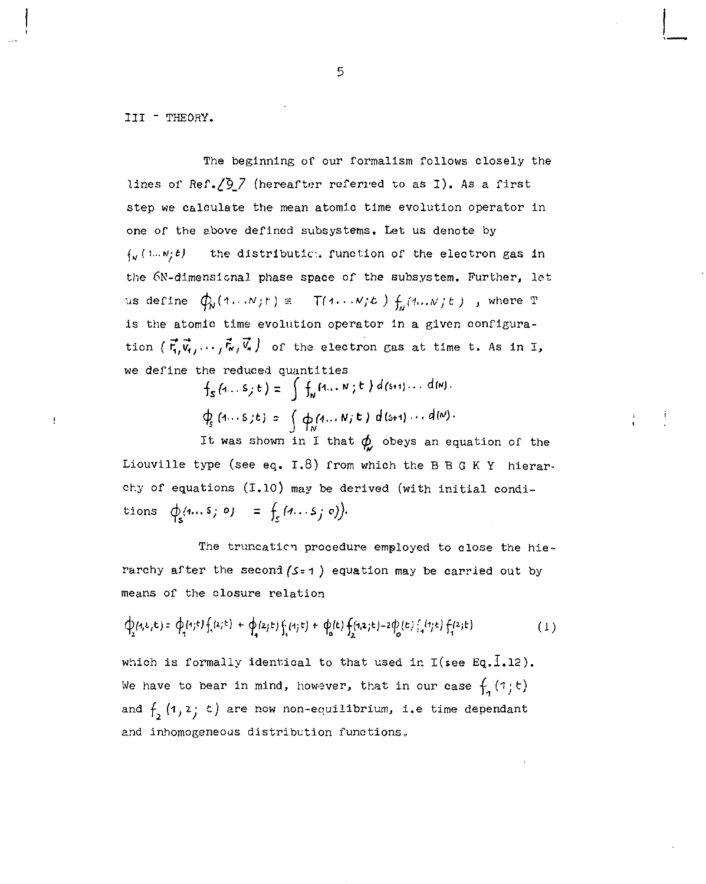## III - THEORY.

The beginning of our formalism follows closely the lines of Ref. [9] (hereafter referred to as I). As a first step we calculate the mean atomic time evolution operator in one of the above defined subsystems. Let us denote by $f_N(1\ldots N;t)$ the distribution function of the electron gas in the 6N-dimensional phase space of the subsystem. Further, let us define $\phi_N(1\ldots N;t) \equiv T(1\ldots N;t)\, f_N(1\ldots N;t)$, where T is the atomic time evolution operator in a given configuration $(\vec{r}_1,\vec{v}_1,\ldots,\vec{r}_N,\vec{v}_N)$ of the electron gas at time t. As in I, we define the reduced quantities

$$f_s(1\ldots s;t) = \int f_N(1\ldots N;t)\, d(s+1)\ldots d(N).$$

$$\phi_s(1\ldots s;t) = \int \phi_N(1\ldots N;t)\, d(s+1)\ldots d(N).$$

It was shown in I that $\phi_N$ obeys an equation of the Liouville type (see eq. I.8) from which the B B G K Y hierarchy of equations (I.10) may be derived (with initial conditions $\phi_s(1\ldots s;0) = f_s(1\ldots s;0)$).

The truncation procedure employed to close the hierarchy after the second $(s=1)$ equation may be carried out by means of the closure relation

$$\phi_2(1,2;t) = \phi_1(1;t)f_1(2;t) + \phi_1(2;t)f_1(1;t) + \phi_0(t)f_2(1,2;t) - 2\phi_0(t)f_1(1;t)f_1(2;t) \qquad (1)$$

which is formally identical to that used in I (see Eq. I.12). We have to bear in mind, however, that in our case $f_1(1;t)$ and $f_2(1,2;t)$ are now non-equilibrium, i.e time dependant and inhomogeneous distribution functions.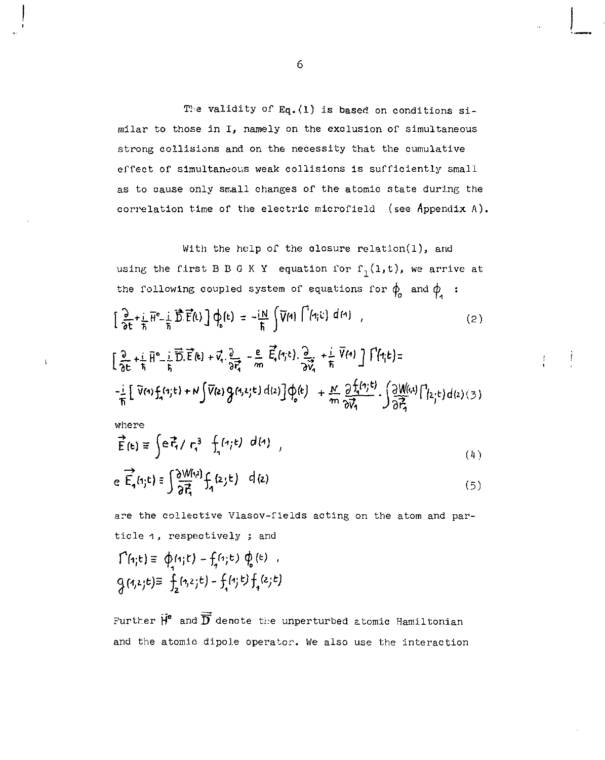The validity of Eq.(1) is based on conditions similar to those in I, namely on the exclusion of simultaneous strong collisions and on the necessity that the cumulative effect of simultaneous weak collisions is sufficiently small as to cause only small changes of the atomic state during the correlation time of the electric microfield (see Appendix A).

With the help of the closure relation(1), and using the first B B G K Y equation for $f_1(1,t)$, we arrive at the following coupled system of equations for $\phi_0$ and $\phi_1$ :

$$\left[\frac{\partial}{\partial t}+\frac{i}{\hbar}\bar{H}^{\circ}-\frac{i}{\hbar}\vec{D}.\vec{E}(t)\right]\phi_0(t) = -\frac{iN}{\hbar}\int \bar{V}(1)\,\Gamma(1;t)\,d(1) \;, \tag{2}$$

$$\left[\frac{\partial}{\partial t}+\frac{i}{\hbar}\bar{H}^{\circ}-\frac{i}{\hbar}\vec{D}.\vec{E}(t)+\vec{v}_1.\frac{\partial}{\partial\vec{r}_1}-\frac{e}{m}\,\vec{E}_1(1;t).\frac{\partial}{\partial\vec{v}_1}+\frac{i}{\hbar}\,\bar{V}(1)\right]\Gamma(1;t)=$$

$$-\frac{i}{\hbar}\left[\bar{V}(1)f_1(1;t)+N\int\bar{V}(2)\,g(1,2;t)\,d(2)\right]\phi_0(t) \;+\frac{N}{m}\frac{\partial f_1(1;t)}{\partial\vec{v}_1}.\int\frac{\partial W(1,2)}{\partial\vec{r}_1}\Gamma(2;t)\,d(2) \tag{3}$$

where

$$\vec{E}(t) \equiv \int e\vec{r}_1/\,r_1^3\;\; f_1(1;t)\;\,d(1)\;, \tag{4}$$

$$e\,\vec{E}_1(1;t) \equiv \int\frac{\partial W(1,2)}{\partial\vec{r}_1}f_1(2;t)\;\;d(2) \tag{5}$$

are the collective Vlasov-fields acting on the atom and particle 1, respectively ; and

$$\Gamma(1;t) \equiv \phi_1(1;t) - f_1(1;t)\,\phi_0(t)\;,$$

$$g(1,2;t) \equiv f_2(1,2;t) - f_1(1;t)\,f_1(2;t)$$

Further $\bar{H}^{\circ}$ and $\vec{D}$ denote the unperturbed atomic Hamiltonian and the atomic dipole operator. We also use the interaction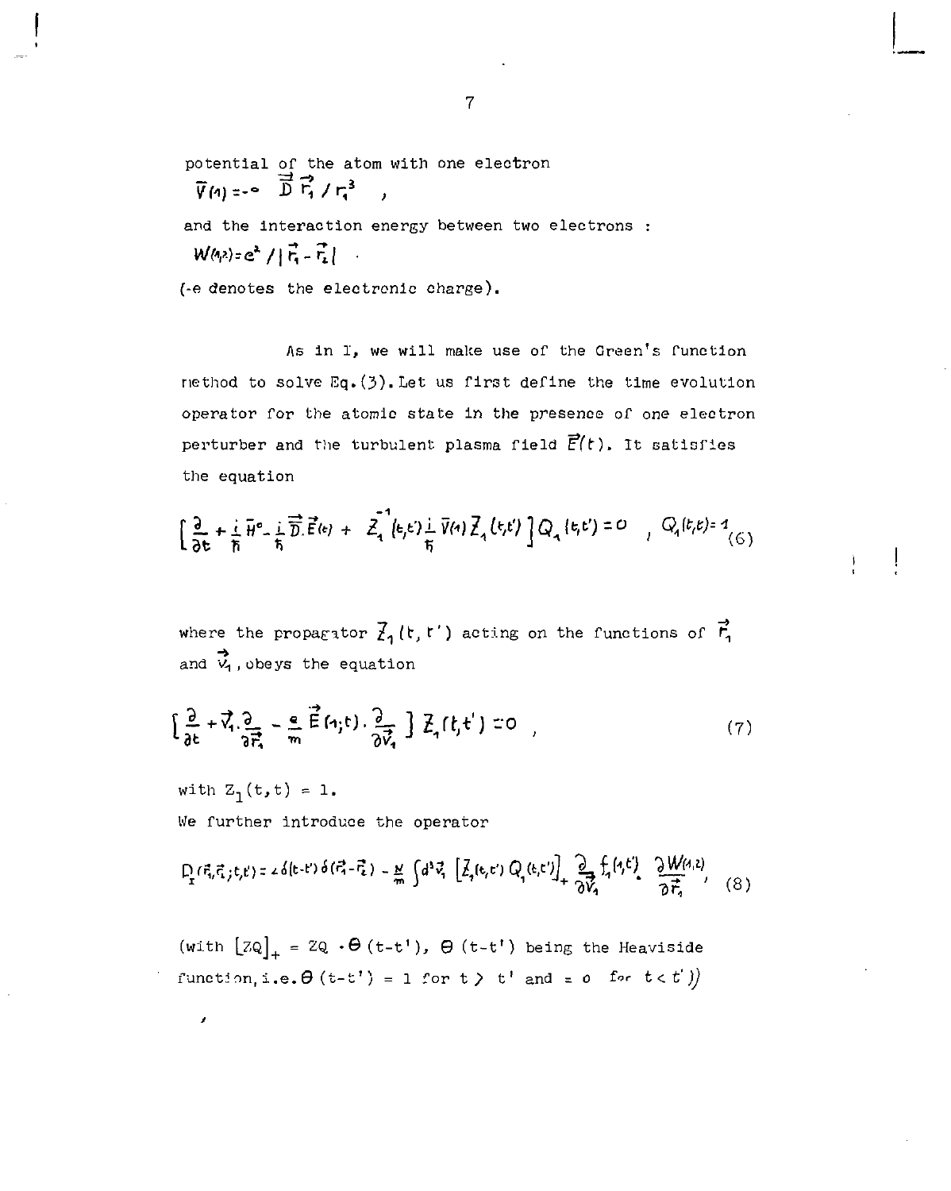potential of the atom with one electron

$\bar{V}(1) = -e\ \vec{\bar{D}}\,\vec{r}_1 / r_1^3$ ,

and the interaction energy between two electrons :

$W(1,2) = e^2 / |\vec{r}_1 - \vec{r}_2|$ .

(-e denotes the electronic charge).

As in I, we will make use of the Green's function method to solve Eq.(3). Let us first define the time evolution operator for the atomic state in the presence of one electron perturber and the turbulent plasma field $\vec{E}(t)$. It satisfies the equation

$$\left[ \frac{\partial}{\partial t} + \frac{i}{\hbar}\bar{H}^o - \frac{i}{\hbar}\vec{\bar{D}}.\vec{E}(t) + Z_1^{-1}(t,t')\frac{i}{\hbar}\bar{V}(1) Z_1(t,t') \right] Q_1(t,t') = 0 \quad , \quad Q_1(t,t) = 1 \tag{6}$$

where the propagator $Z_1(t,t')$ acting on the functions of $\vec{r}_1$ and $\vec{v}_1$, obeys the equation

$$\left[ \frac{\partial}{\partial t} + \vec{v}_1 . \frac{\partial}{\partial \vec{r}_1} - \frac{e}{m}\vec{E}(1;t) . \frac{\partial}{\partial \vec{v}_1} \right] Z_1(t,t') = 0 \quad , \tag{7}$$

with $Z_1(t,t) = 1$.

We further introduce the operator

$$D_I(\vec{r}_1, \vec{r}_2; t, t') = i\delta(t-t')\delta(\vec{r}_1 - \vec{r}_2) - \frac{N}{m}\int d^3\vec{v}_1 \left[ Z_1(t,t') Q_1(t,t') \right]_+ \frac{\partial}{\partial \vec{v}_1} f_1(1,t') . \frac{\partial W(1,2)}{\partial \vec{r}_1} , \tag{8}$$

(with $[ZQ]_+ = ZQ \cdot \Theta(t-t')$, $\Theta(t-t')$ being the Heaviside function, i.e. $\Theta(t-t') = 1$ for $t > t'$ and $= 0$ for $t < t'$))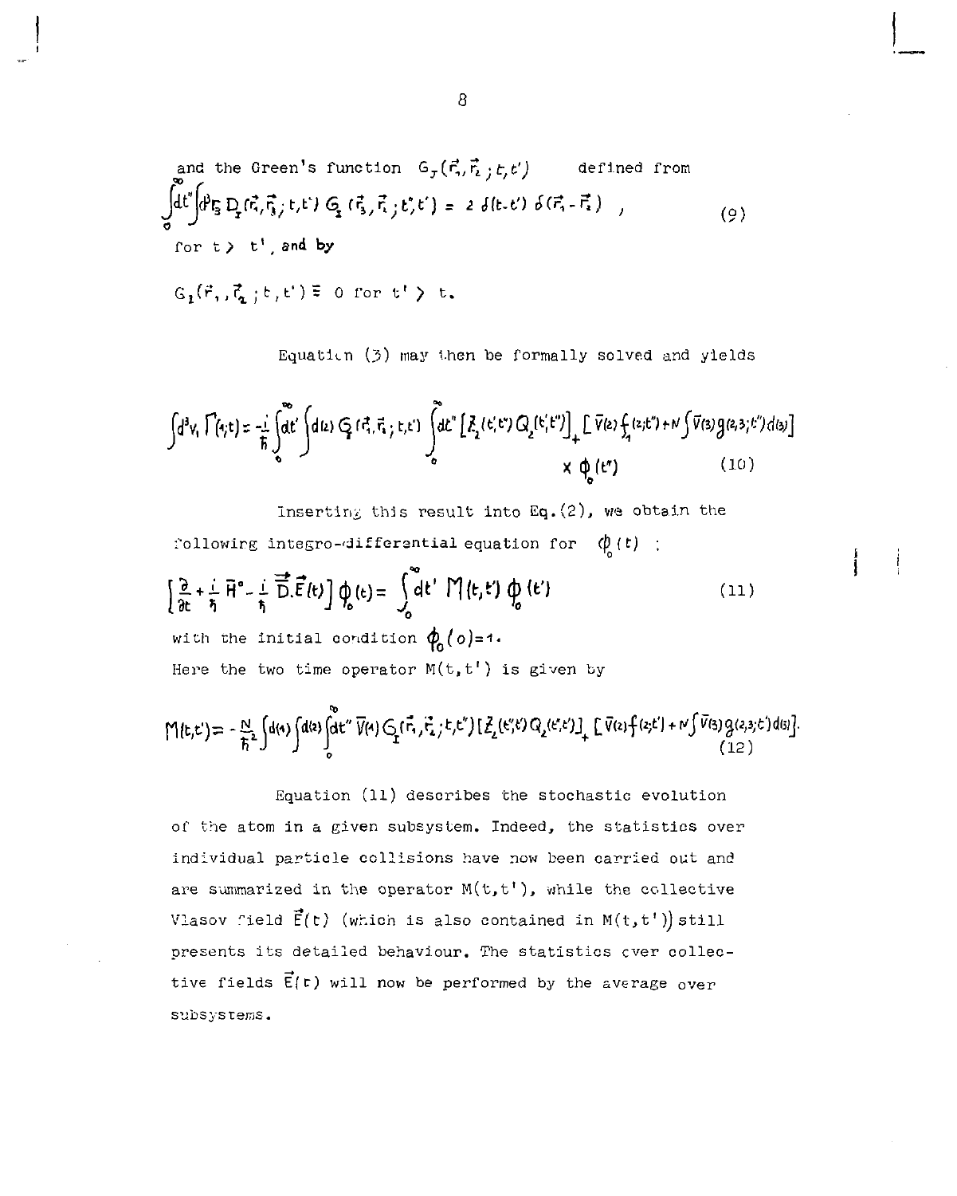and the Green's function $G_I(\vec{r}_1,\vec{r}_2\,;t,t')$ defined from

$$\int_0^\infty dt'' \int d^3r_3\, D_I(\vec{r}_1,\vec{r}_3\,;t,t')\, G_I(\vec{r}_3,\vec{r}_2\,;t'',t') = 2\,\delta(t-t')\,\delta(\vec{r}_1-\vec{r}_2) \quad , \tag{9}$$

for $t > t'$, and by

$G_I(\vec{r}_1,\vec{r}_2\,;t,t') \equiv 0$ for $t' > t$.

Equation (3) may then be formally solved and yields

$$\int d^3v_1\, \Gamma(1;t) = -\frac{i}{\hbar}\int_0^\infty dt' \int d(2)\, G_I(\vec{r}_1,\vec{r}_2\,;t,t') \int_0^\infty dt'' \left[\vec{Z}_2(t',t'')\,Q_2(t',t'')\right]_+ \left[\bar{V}(2)\, f_1(2;t'') + N\int \bar{V}(3)\, g(2,3;t'')\, d(3)\right] \times \phi_0(t'') \tag{10}$$

Inserting this result into Eq.(2), we obtain the following integro-differential equation for $\phi_0(t)$ :

$$\left[\frac{\partial}{\partial t} + \frac{i}{\hbar}\bar{H}^\circ - \frac{i}{\hbar}\vec{\vec{D}}.\vec{E}(t)\right]\phi_0(t) = \int_0^\infty dt'\, M(t,t')\,\phi_0(t') \tag{11}$$

with the initial condition $\phi_0(0)=1$.

Here the two time operator $M(t,t')$ is given by

$$M(t,t') = -\frac{N}{\hbar^2}\int d(1)\int d(2) \int_0^\infty dt''\, \bar{V}(1)\, G_I(\vec{r}_1,\vec{r}_2\,;t,t'')\left[\vec{Z}_2(t'',t')\,Q_2(t'',t')\right]_+ \left[\bar{V}(2)\, f(2;t') + N\int \bar{V}(3)\, g(2,3;t')\, d(3)\right]. \tag{12}$$

Equation (11) describes the stochastic evolution of the atom in a given subsystem. Indeed, the statistics over individual particle collisions have now been carried out and are summarized in the operator $M(t,t')$, while the collective Vlasov field $\vec{E}(t)$ (which is also contained in $M(t,t')$) still presents its detailed behaviour. The statistics over collective fields $\vec{E}(t)$ will now be performed by the average over subsystems.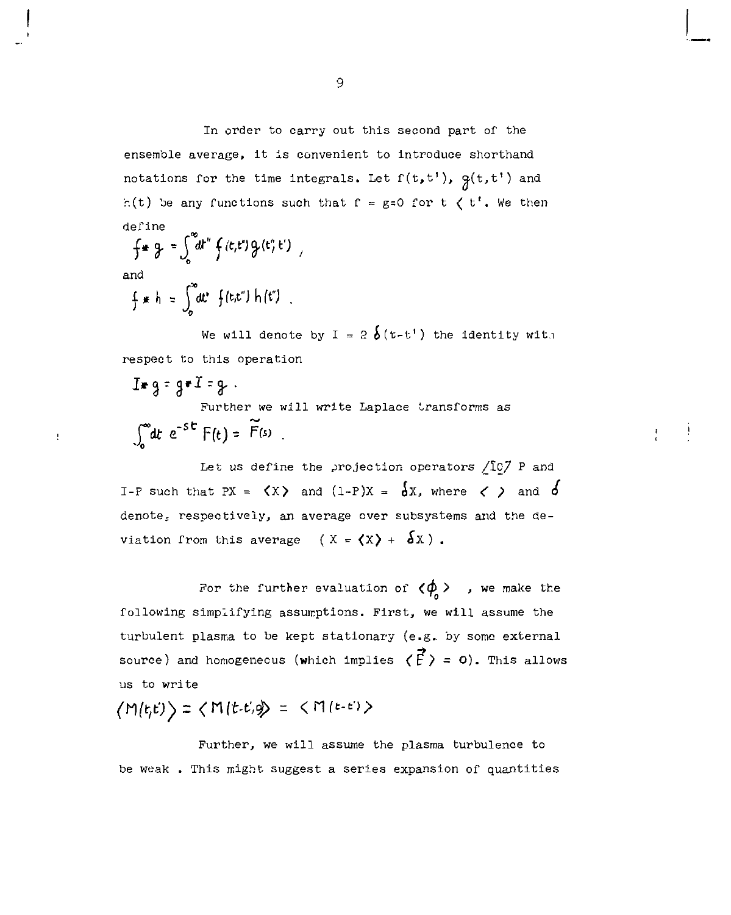In order to carry out this second part of the ensemble average, it is convenient to introduce shorthand notations for the time integrals. Let $f(t,t')$, $g(t,t')$ and $h(t)$ be any functions such that $f = g = 0$ for $t < t'$. We then define

$$f * g = \int_0^\infty dt'' \, f(t,t'') g(t'',t') ,$$

and

$$f * h = \int_0^\infty dt'' \, f(t,t'') \, h(t'') .$$

We will denote by $I = 2\,\delta(t-t')$ the identity with respect to this operation

$$I * g = g * I = g .$$

Further we will write Laplace transforms as

$$\int_0^\infty dt \; e^{-st} \, F(t) = \tilde{F}(s) .$$

Let us define the projection operators [10] P and I-P such that $PX = \langle X \rangle$ and $(1-P)X = \delta X$, where $\langle \; \rangle$ and $\delta$ denote, respectively, an average over subsystems and the deviation from this average $( X = \langle X \rangle + \delta X )$.

For the further evaluation of $\langle \phi_0 \rangle$, we make the following simplifying assumptions. First, we will assume the turbulent plasma to be kept stationary (e.g. by some external source) and homogeneous (which implies $\langle \vec{E} \rangle = 0$). This allows us to write

$$\langle M(t,t') \rangle = \langle M(t-t',0) \rangle = \langle M(t-t') \rangle$$

Further, we will assume the plasma turbulence to be weak . This might suggest a series expansion of quantities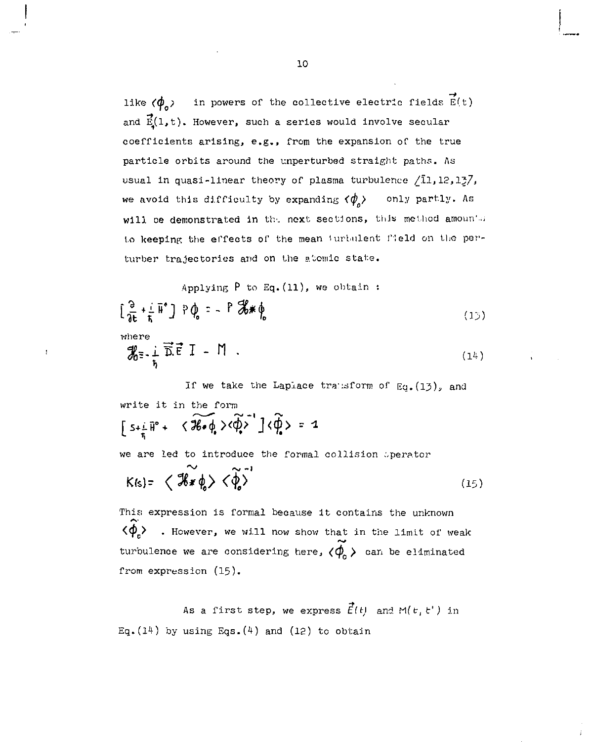like $\langle \phi_0 \rangle$ in powers of the collective electric fields $\vec{E}(t)$ and $\vec{E}_1(1,t)$. However, such a series would involve secular coefficients arising, e.g., from the expansion of the true particle orbits around the unperturbed straight paths. As usual in quasi-linear theory of plasma turbulence [11,12,13], we avoid this difficulty by expanding $\langle \phi_0 \rangle$ only partly. As will be demonstrated in the next sections, this method amounts to keeping the effects of the mean turbulent field on the perturber trajectories and on the atomic state.

Applying $P$ to Eq.(11), we obtain :

$$\left[ \frac{\partial}{\partial t} + \frac{i}{\hbar} \bar{H}^{\circ} \right] P \phi_0 = - P \mathcal{H} * \phi_0 \tag{13}$$

where

$$\mathcal{H} = - \frac{i}{\hbar} \vec{D} . \vec{E} \; I - M \; . \tag{14}$$

If we take the Laplace transform of Eq.(13), and write it in the form

$$\left[ s + \frac{i}{\hbar} \bar{H}^{\circ} + \langle \widetilde{\mathcal{H} * \phi_0} \rangle \langle \widetilde{\phi}_0 \rangle^{-1} \right] \langle \widetilde{\phi}_0 \rangle = 1$$

we are led to introduce the formal collision operator

$$K(s) = \langle \widetilde{\mathcal{H} * \phi_0} \rangle \langle \widetilde{\phi}_0 \rangle^{-1} \tag{15}$$

This expression is formal because it contains the unknown $\langle \widehat{\phi}_0 \rangle$ . However, we will now show that in the limit of weak turbulence we are considering here, $\langle \widetilde{\phi}_0 \rangle$ can be eliminated from expression (15).

As a first step, we express $\vec{E}(t)$ and $M(t,t')$ in Eq.(14) by using Eqs.(4) and (12) to obtain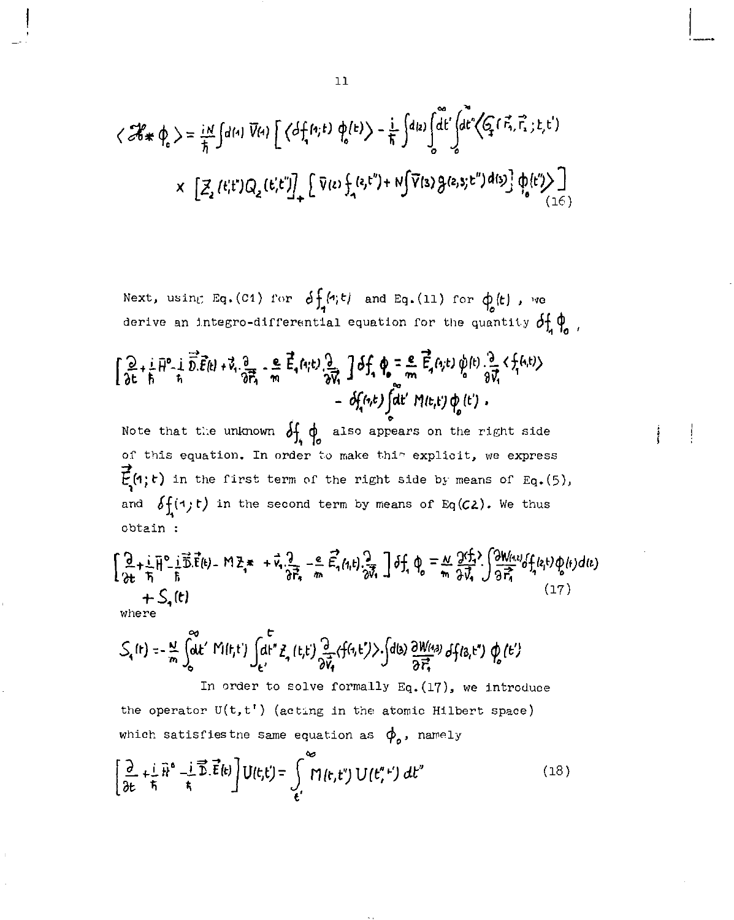$$\langle \mathcal{H}_* \phi_o \rangle = \frac{iN}{\hbar}\int d(1)\, \vec{V}(1) \Big[ \langle \delta f_1(1;t)\, \phi_o(t) \rangle - \frac{i}{\hbar}\int d(2) \int_0^\infty dt' \int_0^\infty dt'' \Big\langle G_I(\vec{r}_1,\vec{r}_2;t,t')$$

$$\times \left[ Z_2(t',t'') Q_2(t',t'') \right]_+ \Big[ \vec{V}(2) f_1(2,t'') + N \int \vec{V}(3)\, g(2,3;t'')\, d(3) \Big] \phi_o(t'') \Big\rangle \Big] \tag{16}$$

Next, using Eq.(C1) for $\delta f_1(1;t)$ and Eq.(11) for $\phi_o(t)$, we derive an integro-differential equation for the quantity $\delta f_1 \phi_o$,

$$\left[ \frac{\partial}{\partial t} + \frac{i}{\hbar}\bar{H}^o - \frac{i}{\hbar}\vec{D}.\vec{E}(t) + \vec{v}_1 . \frac{\partial}{\partial \vec{r}_1} - \frac{e}{m}\vec{E}_1(1;t) . \frac{\partial}{\partial \vec{v}_1} \right] \delta f_1 \phi_o = \frac{e}{m}\vec{E}_1(1;t)\, \phi_o(t) . \frac{\partial}{\partial \vec{v}_1} \langle f_1(1,t) \rangle$$

$$- \delta f_1(1,t) \int_0^\infty dt'\, M(t,t')\, \phi_o(t') .$$

Note that the unknown $\delta f_1 \phi_o$ also appears on the right side of this equation. In order to make this explicit, we express $\vec{E}_1(1;t)$ in the first term of the right side by means of Eq.(5), and $\delta f_1(1;t)$ in the second term by means of Eq(C2). We thus obtain :

$$\left[ \frac{\partial}{\partial t} + \frac{i}{\hbar}\bar{H}^o - \frac{i}{\hbar}\vec{D}.\vec{E}(t) - M Z_1 * + \vec{v}_1 . \frac{\partial}{\partial \vec{r}_1} - \frac{e}{m}\vec{E}_1(1,t) . \frac{\partial}{\partial \vec{v}_1} \right] \delta f_1 \phi_o = \frac{N}{m}\frac{\partial \langle f_1 \rangle}{\partial \vec{v}_1} . \int \frac{\partial W(1,2)}{\partial \vec{r}_1} \delta f_1(2,t)\, \phi_o(t)\, d(2)$$

$$+ S_1(t) \tag{17}$$

where

$$S_1(t) = -\frac{N}{m}\int_0^\infty dt'\, M(t,t') \int_{t'}^{t} dt''\, Z_1(t,t') \frac{\partial}{\partial \vec{v}_1} \langle f(1,t') \rangle . \int d(3) \frac{\partial W(1,3)}{\partial \vec{r}_1} \delta f(3,t'')\, \phi_o(t')$$

In order to solve formally Eq.(17), we introduce the operator $U(t,t')$ (acting in the atomic Hilbert space) which satisfies the same equation as $\phi_o$, namely

$$\left[ \frac{\partial}{\partial t} + \frac{i}{\hbar}\bar{H}^o - \frac{i}{\hbar}\vec{D}.\vec{E}(t) \right] U(t,t') = \int_{t'}^{\infty} M(t,t'')\, U(t'',t')\, dt'' \tag{18}$$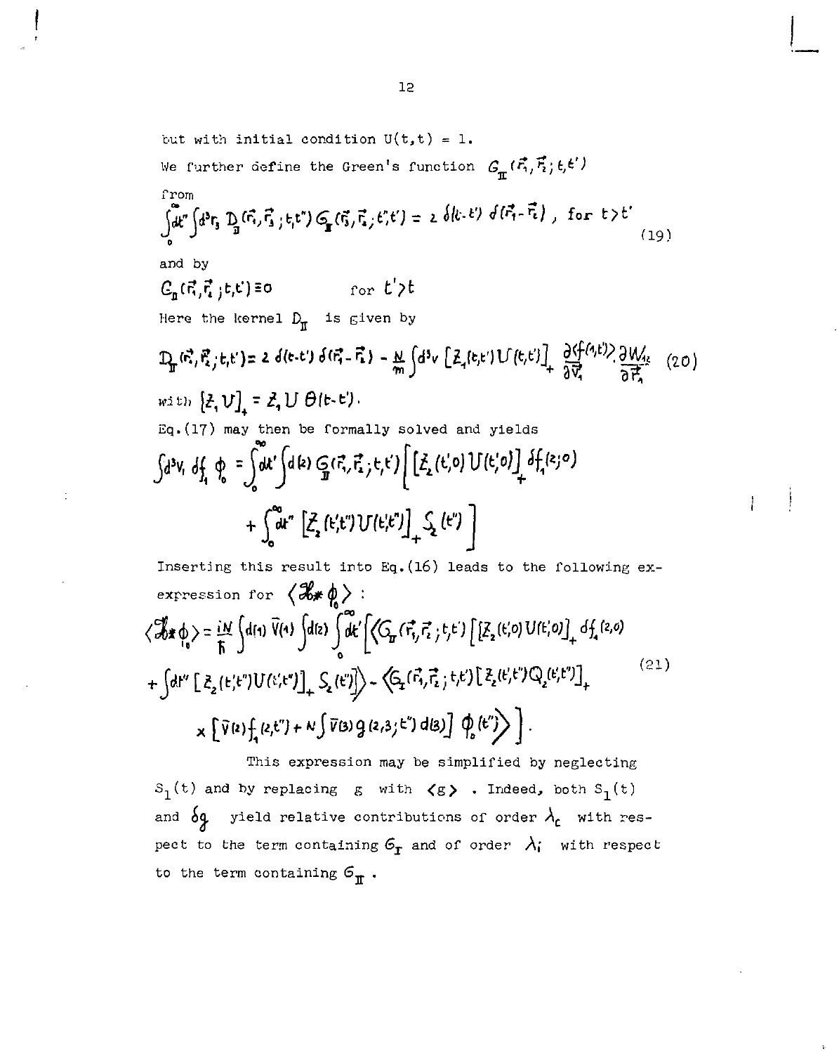but with initial condition $U(t,t) = 1$.

We further define the Green's function $G_{II}(\vec{r}_1, \vec{r}_2; t, t')$ from

$$\int_0^\infty dt'' \int d^3r_3 \, D_{II}(\vec{r}_1, \vec{r}_3; t, t'') G_{II}(\vec{r}_3, \vec{r}_2; t'', t') = 2\,\delta(t-t')\,\delta(\vec{r}_1 - \vec{r}_2), \text{ for } t > t' \tag{19}$$

and by

$$G_{II}(\vec{r}_1, \vec{r}_2; t, t') \equiv 0 \qquad \text{for } t' > t$$

Here the kernel $D_{II}$ is given by

$$D_{II}(\vec{r}_1, \vec{r}_2; t, t') = 2\,\delta(t-t')\,\delta(\vec{r}_1 - \vec{r}_2) - \frac{N}{m} \int d^3v \left[ Z_1(t,t') U(t,t') \right]_+ \frac{\partial \langle f(1,t) \rangle}{\partial \vec{v}_1} \cdot \frac{\partial W_{12}}{\partial \vec{r}_1} \tag{20}$$

with $[Z_1 U]_+ = Z_1 U\, \theta(t-t')$.

Eq.(17) may then be formally solved and yields

$$\int d^3v_1 \, \delta f_1 \, \phi_0 = \int_0^\infty dt' \int d(2)\, G_{II}(\vec{r}_1, \vec{r}_2; t, t') \Big[ \left[ Z_2(t',0) U(t',0) \right]_+ \delta f_1(2;0)$$
$$+ \int_0^\infty dt'' \left[ Z_2(t',t'') U(t',t'') \right]_+ S_2(t'') \Big]$$

Inserting this result into Eq.(16) leads to the following expression for $\langle \mathcal{H}_* \phi_0 \rangle$ :

$$\langle \mathcal{H}_* \phi_0 \rangle = \frac{iN}{\hbar} \int d(1)\, \bar{V}(1) \int d(2) \int_0^\infty dt' \Big[ \Big\langle G_{II}(\vec{r}_1, \vec{r}_2; t, t') \Big[ \left[ Z_2(t',0) U(t',0) \right]_+ \delta f_1(2,0)$$
$$+ \int dt'' \left[ Z_2(t',t'') U(t',t'') \right]_+ S_2(t'') \Big] \Big\rangle - \Big\langle G_I(\vec{r}_1, \vec{r}_2; t, t') \left[ Z_2(t',t'') Q_2(t',t'') \right]_+ \tag{21}$$
$$\times \left[ \bar{V}(2) f_1(2,t'') + N \int \bar{V}(3)\, g(2,3;t'')\, d(3) \right] \phi_0(t'') \Big\rangle \Big] .$$

This expression may be simplified by neglecting $S_1(t)$ and by replacing $g$ with $\langle g \rangle$ . Indeed, both $S_1(t)$ and $\delta g$ yield relative contributions of order $\lambda_c$ with respect to the term containing $G_I$ and of order $\lambda_i$ with respect to the term containing $G_{II}$ .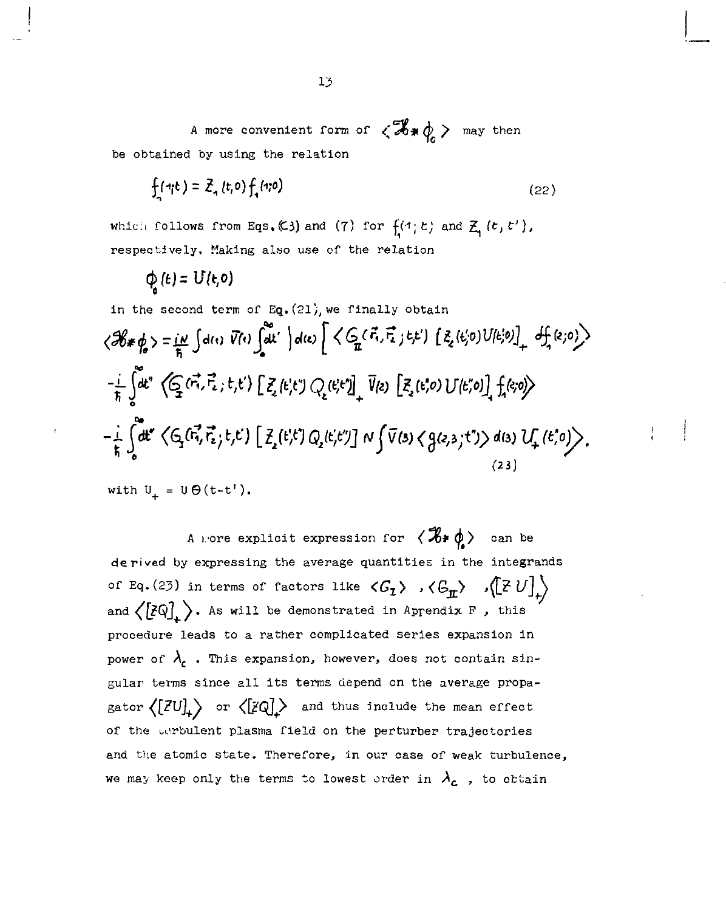A more convenient form of $\langle \mathcal{H}_* \phi_0 \rangle$ may then be obtained by using the relation

$$f_1(1;t) = Z_1(t,0) f_1(1;0) \tag{22}$$

which follows from Eqs. (C3) and (7) for $f_1(1;t)$ and $Z_1(t,t')$, respectively. Making also use of the relation

$$\phi_0(t) = U(t,0)$$

in the second term of Eq. (21), we finally obtain

$$\langle \mathcal{H}_* \phi_0 \rangle = \frac{iN}{\hbar} \int d(1)\, \bar{V}(1) \int_0^\infty dt' \int d(2) \Big[ \Big\langle G_{II}(\vec{r}_1, \vec{r}_2; t, t') \left[ Z_2(t',0) U(t',0) \right]_+ \delta f_1(2;0) \Big\rangle$$

$$- \frac{i}{\hbar} \int_0^\infty dt'' \Big\langle G_I(\vec{r}_1, \vec{r}_2; t, t') \left[ Z_2(t',t'') Q_2(t',t'') \right]_+ \bar{V}(2) \left[ Z_2(t'',0) U(t'',0) \right]_+ f_1(2;0) \Big\rangle$$

$$- \frac{i}{\hbar} \int_0^\infty dt'' \Big\langle G_I(\vec{r}_1, \vec{r}_2; t, t') \left[ Z_2(t',t'') Q_2(t',t'') \right] N \int \bar{V}(3) \langle g(2,3;t'') \rangle\, d(3)\, U_+(t'',0) \Big\rangle. \tag{23}$$

with $U_+ = U\,\Theta(t-t')$.

A more explicit expression for $\langle \mathcal{H}_* \phi_0 \rangle$ can be derived by expressing the average quantities in the integrands of Eq. (23) in terms of factors like $\langle G_I \rangle$, $\langle G_{II} \rangle$, $\langle [Z U]_+ \rangle$ and $\langle [Z Q]_+ \rangle$. As will be demonstrated in Appendix F, this procedure leads to a rather complicated series expansion in power of $\lambda_c$. This expansion, however, does not contain singular terms since all its terms depend on the average propagator $\langle [Z U]_+ \rangle$ or $\langle [Z Q]_+ \rangle$ and thus include the mean effect of the turbulent plasma field on the perturber trajectories and the atomic state. Therefore, in our case of weak turbulence, we may keep only the terms to lowest order in $\lambda_c$, to obtain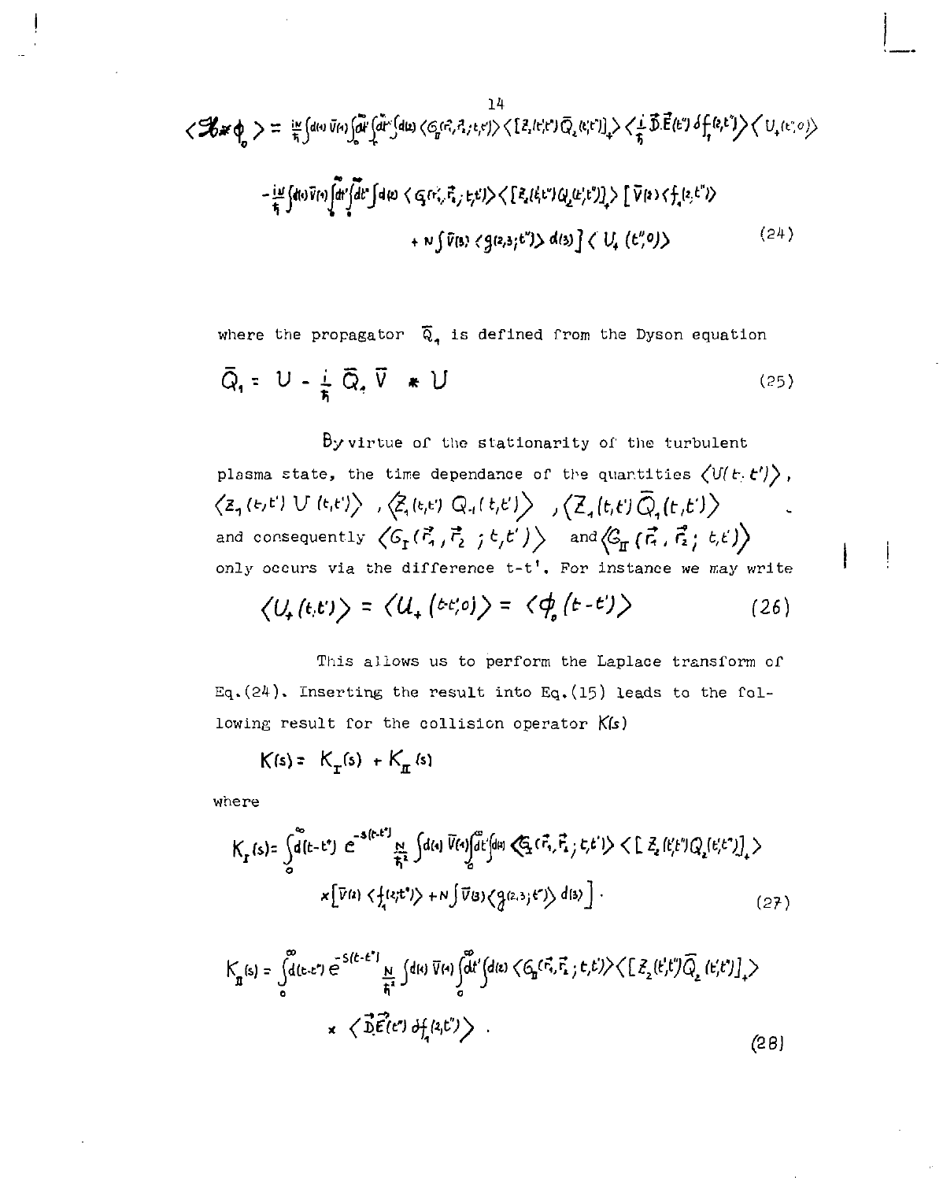$$\langle \mathcal{H} * \phi_0 \rangle = \frac{iN}{\hbar}\int d(1)\,\bar{V}(1)\int_0^{\infty} dt' \int_{t}^{\infty} dt'' \int d(2)\,\langle G_{II}(\vec{r}_1,\vec{r}_2;t,t')\rangle \langle [Z_2(t,t'')\bar{Q}_2(t,t'')]_+\rangle \langle \frac{i}{\hbar}\vec{D}.\vec{E}(t'')\,\delta f_1(2,t'')\rangle \langle U_+(t'',0)\rangle$$

$$-\frac{iN}{\hbar}\int d(1)\,\bar{V}(1)\int_0^{\infty} dt' \int_0^{\infty} dt'' \int d(2)\,\langle G_I(\vec{r}_1,\vec{r}_2;t,t')\rangle \langle [Z_2(t,t'')Q_2(t',t'')]_+\rangle \left[\bar{V}(2)\langle f_1(2,t'')\rangle\right.$$

$$\left. + N\int \bar{V}(3)\,\langle g(2,3;t'')\rangle\, d(3)\right] \langle U_+(t'',0)\rangle \tag{24}$$

where the propagator $\bar{Q}_1$ is defined from the Dyson equation

$$\bar{Q}_1 = U - \frac{i}{\hbar}\bar{Q}_1\bar{V} * U \tag{25}$$

By virtue of the stationarity of the turbulent plasma state, the time dependance of the quantities $\langle U(t,t')\rangle$, $\langle Z_1(t,t')\,U(t,t')\rangle$, $\langle Z_1(t,t')\,Q_1(t,t')\rangle$, $\langle Z_1(t,t')\,\bar{Q}_1(t,t')\rangle$ and consequently $\langle G_I(\vec{r}_1,\vec{r}_2;t,t')\rangle$ and $\langle G_{II}(\vec{r}_1,\vec{r}_2;t,t')\rangle$ only occurs via the difference t-t'. For instance we may write

$$\langle U_+(t,t')\rangle = \langle U_+(t-t',0)\rangle = \langle \phi_0(t-t')\rangle \tag{26}$$

This allows us to perform the Laplace transform of Eq.(24). Inserting the result into Eq.(15) leads to the following result for the collision operator $K(s)$

$$K(s) = K_I(s) + K_{II}(s)$$

where

$$K_I(s) = \int_0^{\infty} d(t-t'')\, e^{-s(t-t'')}\frac{N}{\hbar^2}\int d(1)\,\bar{V}(1)\int_0^{\infty} dt' \int d(2)\,\langle G_I(\vec{r}_1,\vec{r}_2;t,t')\rangle \langle [Z_2(t,t'')Q_2(t',t'')]_+\rangle$$

$$\times\left[\bar{V}(2)\langle f_1(2;t'')\rangle + N\int \bar{V}(3)\langle g(2,3;t'')\rangle\, d(3)\right]. \tag{27}$$

$$K_{II}(s) = \int_0^{\infty} d(t-t'')\, e^{-s(t-t'')}\frac{N}{\hbar^2}\int d(1)\,\bar{V}(1)\int_0^{\infty} dt' \int d(2)\,\langle G_{II}(\vec{r}_1,\vec{r}_2;t,t')\rangle \langle [Z_2(t,t'')\bar{Q}_2(t,t'')]_+\rangle$$

$$\times\ \langle \vec{D}.\vec{E}(t'')\,\delta f_1(2,t'')\rangle . \tag{28}$$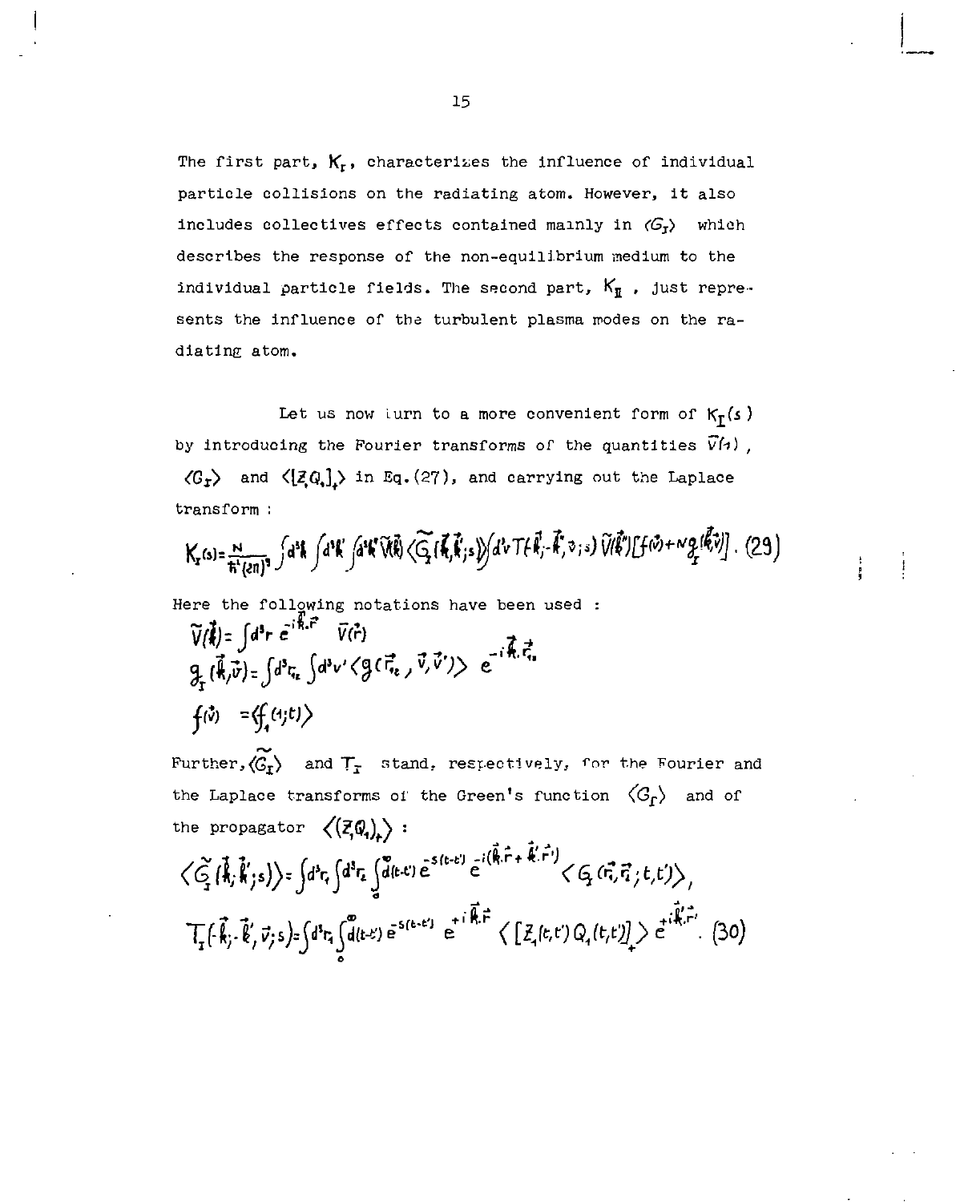The first part, $K_I$, characterizes the influence of individual particle collisions on the radiating atom. However, it also includes collectives effects contained mainly in $\langle G_I\rangle$ which describes the response of the non-equilibrium medium to the individual particle fields. The second part, $K_{II}$, just represents the influence of the turbulent plasma modes on the radiating atom.

Let us now turn to a more convenient form of $K_I(s)$ by introducing the Fourier transforms of the quantities $\bar{V}(1)$, $\langle G_I\rangle$ and $\langle [Z,Q_1]_+\rangle$ in Eq.(27), and carrying out the Laplace transform :

$$K_I(s)=\frac{N}{\hbar^2(2\pi)^9}\int d^3k\int d^3k'\int d^3k''\tilde{V}(\vec{k})\langle\tilde{G}_I(\vec{k},\vec{k}';s)\rangle\int d^3v\, T(-\vec{k}',-\vec{k}'',\vec{v};s)\,\tilde{V}(\vec{k}'')[f(\vec{v})+Ng_I(\vec{k}'',\vec{v})]. \quad (29)$$

Here the following notations have been used :

$$\tilde{V}(\vec{k})=\int d^3r\, e^{-i\vec{k}.\vec{r}}\ \bar{V}(\vec{r})$$

$$g_I(\vec{k},\vec{v})=\int d^3r_{12}\int d^3v'\langle g(\vec{r}_{12},\vec{v},\vec{v}')\rangle\ e^{-i\vec{k}.\vec{r}_{12}}$$

$$f(\vec{v})\ =\langle f_1(1;t)\rangle$$

Further, $\langle\tilde{G}_I\rangle$ and $T_I$ stand, respectively, for the Fourier and the Laplace transforms of the Green's function $\langle G_I\rangle$ and of the propagator $\langle(Z_1Q_1)_+\rangle$ :

$$\langle\tilde{G}_I(\vec{k};\vec{k}';s)\rangle=\int d^3r_1\int d^3r_2\int_0^\infty d(t-t')\,e^{-s(t-t')}\,e^{-i(\vec{k}.\vec{r}+\vec{k}'.\vec{r}')}\langle G_I(\vec{r}_1,\vec{r}_2;t,t')\rangle,$$

$$T_I(-\vec{k};-\vec{k}',\vec{v};s)=\int d^3r_1\int_0^\infty d(t-t')\,e^{-s(t-t')}\ e^{+i\vec{k}.\vec{r}}\ \langle[Z_1(t,t')Q_1(t,t')]_+\rangle\, e^{+i\vec{k}'.\vec{r}'}. \quad (30)$$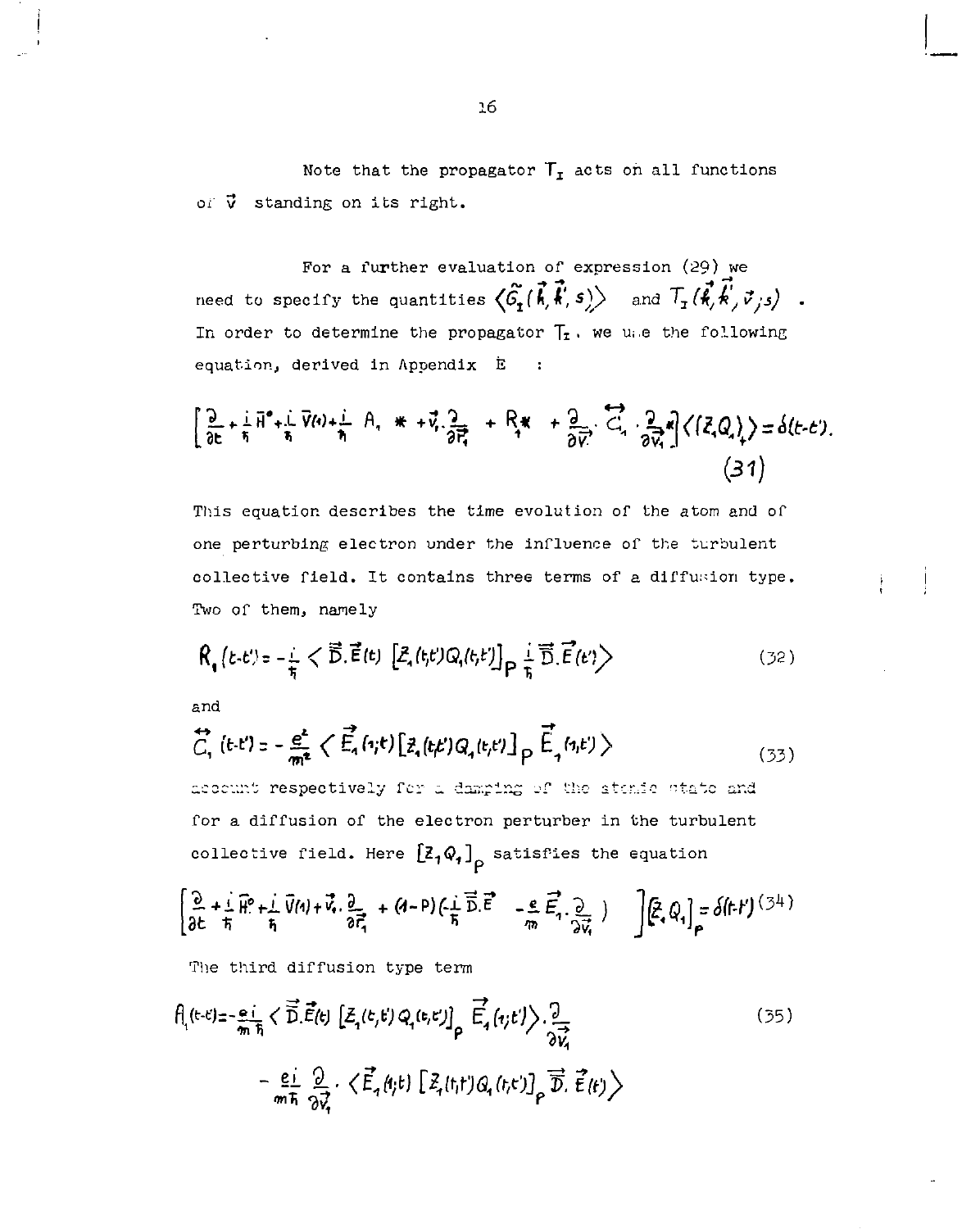Note that the propagator $T_I$ acts on all functions of $\vec{v}$ standing on its right.

For a further evaluation of expression (29) we need to specify the quantities $\langle \tilde{G}_I(\vec{k},\vec{k}',s)\rangle$ and $T_I(\vec{k},\vec{k}',\vec{v};s)$ . In order to determine the propagator $T_I$, we use the following equation, derived in Appendix E :

$$\left[\frac{\partial}{\partial t}+\frac{i}{\hbar}\bar{H}^{o}+\frac{i}{\hbar}\bar{V}(1)+\frac{i}{\hbar}\ A_{1}\ *+\vec{v}_{1}\cdot\frac{\partial}{\partial\vec{r}_{1}}\ +R_{1}*\ +\frac{\partial}{\partial\vec{v}}\cdot\overleftrightarrow{C}_{1}\cdot\frac{\partial}{\partial\vec{v}_{1}}*\right]\langle(Z_{1}Q_{1})_{+}\rangle=\delta(t-t'). \tag{31}$$

This equation describes the time evolution of the atom and of one perturbing electron under the influence of the turbulent collective field. It contains three terms of a diffusion type. Two of them, namely

$$R_{1}(t-t')=-\frac{i}{\hbar}\left\langle\vec{D}.\vec{E}(t)\ \left[Z_{1}(t,t')Q_{1}(t,t')\right]_{P}\frac{i}{\hbar}\vec{D}.\vec{E}(t')\right\rangle \tag{32}$$

and

$$\overleftrightarrow{C}_{1}(t-t')=-\frac{e^{2}}{m^{2}}\left\langle\vec{E}_{1}(1;t)\left[Z_{1}(t,t')Q_{1}(t,t')\right]_{P}\vec{E}_{1}(1,t')\right\rangle \tag{33}$$

account respectively for a damping of the atomic state and for a diffusion of the electron perturber in the turbulent collective field. Here $[Z_1Q_1]_P$ satisfies the equation

$$\left[\frac{\partial}{\partial t}+\frac{i}{\hbar}\bar{H}^{o}+\frac{i}{\hbar}\bar{V}(1)+\vec{v}_{1}\cdot\frac{\partial}{\partial\vec{r}_{1}}+(1-P)\left(-\frac{i}{\hbar}\vec{D}.\vec{E}\ -\frac{e}{m}\vec{E}_{1}\cdot\frac{\partial}{\partial\vec{v}_{1}}\right)\right]\left[Z_{1}Q_{1}\right]_{P}=\delta(t-t') \tag{34}$$

The third diffusion type term

$$A_{1}(t-t')=-\frac{e\,i}{m\hbar}\left\langle\vec{D}.\vec{E}(t)\ \left[Z_{1}(t,t')Q_{1}(t,t')\right]_{P}\ \vec{E}_{1}(1;t')\right\rangle\cdot\frac{\partial}{\partial\vec{v}_{1}} \tag{35}$$

$$-\frac{e\,i}{m\hbar}\frac{\partial}{\partial\vec{v}_{1}}\cdot\left\langle\vec{E}_{1}(1;t)\left[Z_{1}(t,t')Q_{1}(t,t')\right]_{P}\vec{D}.\vec{E}(t')\right\rangle$$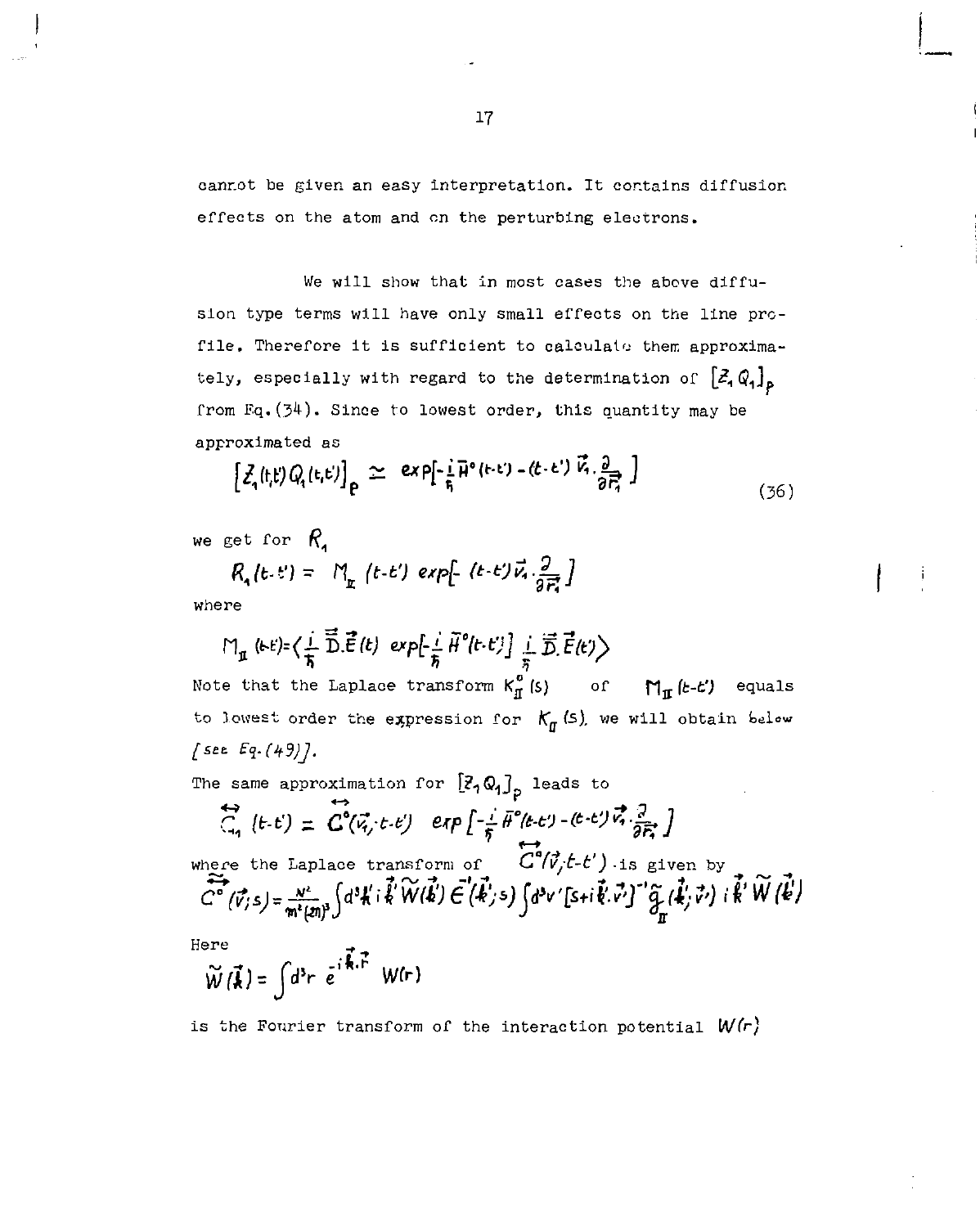cannot be given an easy interpretation. It contains diffusion effects on the atom and on the perturbing electrons.

We will show that in most cases the above diffusion type terms will have only small effects on the line profile. Therefore it is sufficient to calculate them approximately, especially with regard to the determination of $[Z_1 Q_1]_p$ from Eq.(34). Since to lowest order, this quantity may be approximated as

$$\left[Z_1(t,t')\,Q_1(t,t')\right]_p \simeq \exp\left[-\frac{i}{\hbar}\bar{H}^\circ(t-t') - (t-t')\,\vec{v}_1\cdot\frac{\partial}{\partial\vec{r}_1}\right] \tag{36}$$

we get for $R_1$

$$R_1(t-t') = M_{II}(t-t')\,\exp\left[-(t-t')\,\vec{v}_1\cdot\frac{\partial}{\partial\vec{r}_1}\right]$$

where

$$M_{II}(t-t') = \left\langle \frac{i}{\hbar}\vec{\bar{D}}.\vec{E}(t)\;\exp\left[-\frac{i}{\hbar}\bar{H}^\circ(t-t')\right]\;\frac{i}{\hbar}\vec{\bar{D}}.\vec{E}(t')\right\rangle$$

Note that the Laplace transform $K^\circ_{II}(s)$ of $M_{II}(t-t')$ equals to lowest order the expression for $K_{II}(s)$, we will obtain below [see Eq.(49)].

The same approximation for $[Z_1 Q_1]_p$ leads to

$$\overleftrightarrow{C}_1(t-t') = \overleftrightarrow{C}^\circ(\vec{v}_1, t-t')\;\exp\left[-\frac{i}{\hbar}\bar{H}^\circ(t-t') - (t-t')\,\vec{v}_1\cdot\frac{\partial}{\partial\vec{r}_1}\right]$$

where the Laplace transform of $\overleftrightarrow{C}^\circ(\vec{v}, t-t')$ is given by

$$\overleftrightarrow{C}^\circ(\vec{v};s) = \frac{N^2}{m^2(2\pi)^3}\int d^3k'\, i\vec{k}'\,\widetilde{W}(k')\,\epsilon^{-1}(\vec{k}';s)\int d^3v'\,[s+i\vec{k}'.\vec{v}']^{-1}\,\tilde{g}_{II}(\vec{k}';\vec{v}')\; i\vec{k}'\,\widetilde{W}(k')$$

Here

$$\widetilde{W}(\vec{k}) = \int d^3r\; e^{-i\vec{k}.\vec{r}}\; W(r)$$

is the Fourier transform of the interaction potential $W(r)$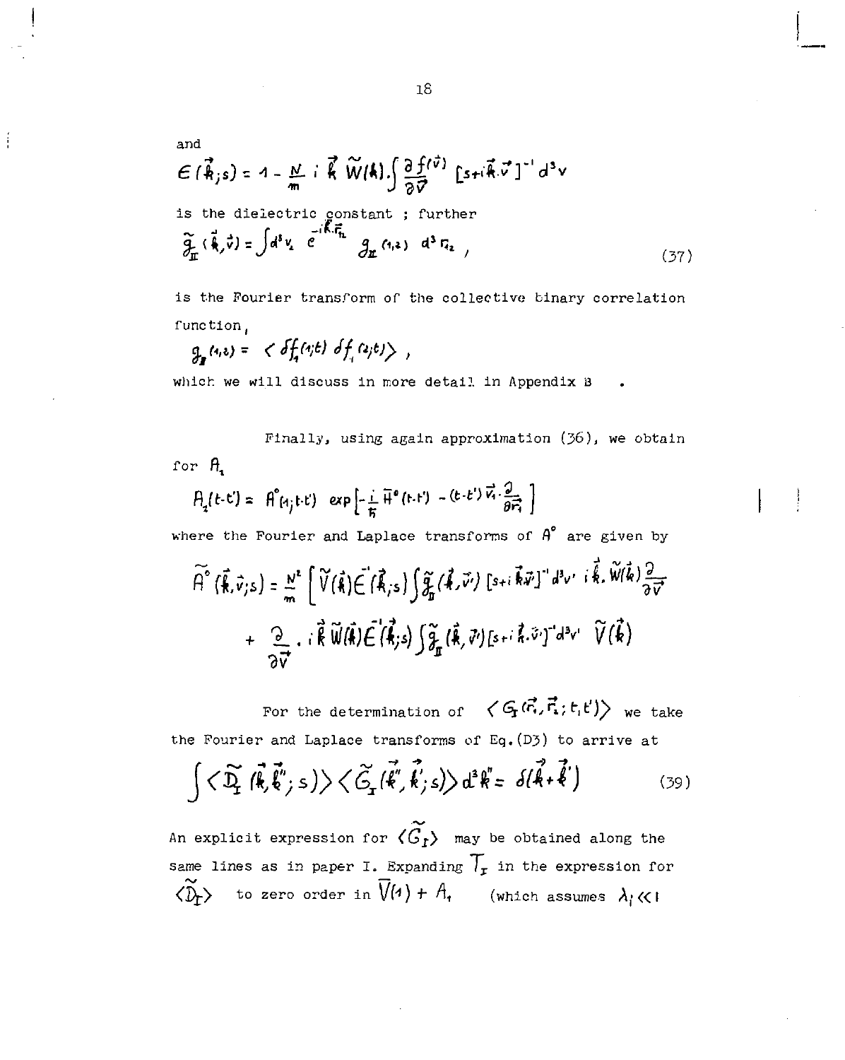and

$$\epsilon(\vec{k};s) = 1 - \frac{N}{m}\, i\,\vec{k}\,\widetilde{W}(k).\int \frac{\partial f(\vec{v})}{\partial \vec{v}}\,[s+i\vec{k}.\vec{v}]^{-1}\,d^3v$$

is the dielectric constant ; further

$$\widetilde{g}_{II}(\vec{k},\vec{v}) = \int d^3v_2\; e^{-i\vec{k}.\vec{r}_{12}}\; g_{II}(1,2)\; d^3r_{12}\;, \tag{37}$$

is the Fourier transform of the collective binary correlation function,

$$g_{II}(1,2) = \langle \delta f_1(1;t)\, \delta f_1(2;t)\rangle\;,$$

which we will discuss in more detail in Appendix B .

Finally, using again approximation (36), we obtain for $A_1$

$$A_1(t-t') = A^{\circ}(1;t-t')\;\exp\left[-\frac{i}{\hbar}\,\overline{H}^{\circ}(t-t') - (t-t')\,\vec{v}_1.\frac{\partial}{\partial \vec{r}_1}\right]$$

where the Fourier and Laplace transforms of $A^{\circ}$ are given by

$$\widetilde{A}^{\circ}(\vec{k},\vec{v};s) = \frac{N^2}{m}\left[\widetilde{V}(\vec{k})\,\epsilon^{-1}(\vec{k};s)\int \widetilde{g}_{II}(\vec{k},\vec{v}')\,[s+i\vec{k}\vec{v}']^{-1}\,d^3v'\; i\vec{k}.\widetilde{W}(\vec{k})\,\frac{\partial}{\partial \vec{v}}\right.$$
$$\left. + \;\frac{\partial}{\partial \vec{v}}\,.\,i\vec{k}\,\widetilde{W}(\vec{k})\,\epsilon^{-1}(\vec{k};s)\int \widetilde{g}_{II}(\vec{k},\vec{v}')\,[s+i\vec{k}.\vec{v}']^{-1}\,d^3v'\;\;\widetilde{V}(\vec{k})\right]$$

For the determination of $\langle G_I(\vec{r}_1,\vec{r}_2;t,t')\rangle$ we take the Fourier and Laplace transforms of Eq.(D3) to arrive at

$$\int \langle \widetilde{D}_I(\vec{k},\vec{k}'';s)\rangle\,\langle \widetilde{G}_I(\vec{k}'',\vec{k}';s)\rangle\, d^3k'' = \delta(\vec{k}+\vec{k}') \tag{39}$$

An explicit expression for $\langle \widetilde{G}_I\rangle$ may be obtained along the same lines as in paper I. Expanding $T_I$ in the expression for $\langle \widetilde{D}_I\rangle$ to zero order in $\overline{V}(1) + A_1$ (which assumes $\lambda_i \ll 1$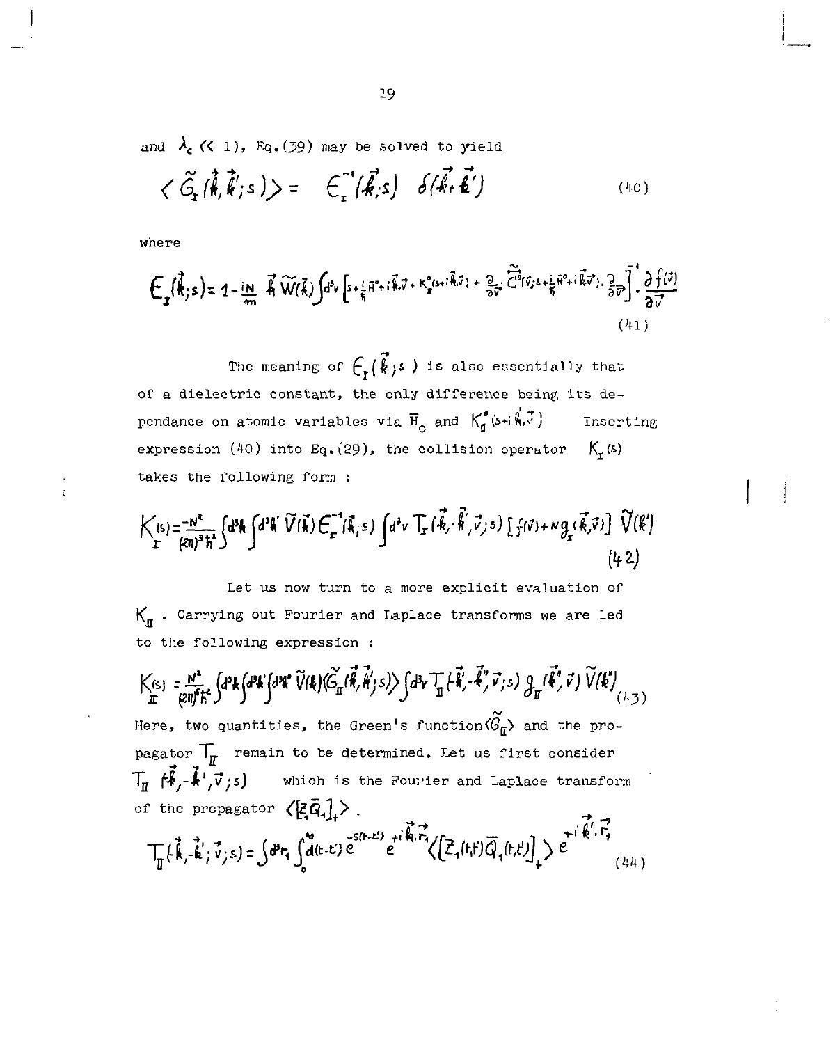and $\lambda_c \ll 1$), Eq.(39) may be solved to yield

$$\langle \tilde{G}_I(\vec{k},\vec{k}';s)\rangle = \epsilon_I^{-1}(\vec{k};s)\ \delta(\vec{k}+\vec{k}') \tag{40}$$

where

$$\epsilon_I(\vec{k};s) = 1 - \frac{iN}{m}\ \vec{k}\ \tilde{W}(\vec{k}) \int d^3v \left[ s + \frac{i}{\hbar}\bar{H}^o + i\vec{k}.\vec{v} + K_I^o(s+i\vec{k}.\vec{v}) + \frac{\partial}{\partial \vec{v}}\cdot \tilde{\overleftrightarrow{C}}^o(\vec{v};s+\frac{i}{\hbar}\bar{H}^o + i\vec{k}\vec{v})\cdot\frac{\partial}{\partial \vec{v}}\right]^{-1} \cdot \frac{\partial f(\vec{v})}{\partial \vec{v}} \tag{41}$$

The meaning of $\epsilon_I(\vec{k};s)$ is also essentially that of a dielectric constant, the only difference being its dependance on atomic variables via $\bar{H}_o$ and $K_{II}^o(s+i\vec{k}.\vec{v})$ Inserting expression (40) into Eq.(29), the collision operator $K_I(s)$ takes the following form :

$$K_I(s) = \frac{-N^2}{(2\pi)^3\hbar^2}\int d^3k \int d^3k'\ \tilde{V}(\vec{k})\,\epsilon_I^{-1}(\vec{k};s)\int d^3v\ T_I(\vec{k},\cdot\vec{k}',\vec{v};s)\left[f(\vec{v}) + N g_I(\vec{k},\vec{v})\right]\tilde{V}(\vec{k}') \tag{42}$$

Let us now turn to a more explicit evaluation of $K_{II}$. Carrying out Fourier and Laplace transforms we are led to the following expression :

$$K_{II}(s) = \frac{N^2}{(2\pi)^6\hbar^2}\int d^3k \int d^3k' \int d^3k''\ \tilde{V}(\vec{k})\langle \tilde{G}_{II}(\vec{k},\vec{k}';s)\rangle \int d^3v\ T_{II}(\cdot\vec{k}',-\vec{k}'',\vec{v};s)\ g_{II}(\vec{k}'',\vec{v})\ \tilde{V}(\vec{k}'') \tag{43}$$

Here, two quantities, the Green's function $\langle\tilde{G}_{II}\rangle$ and the propagator $T_{II}$ remain to be determined. Let us first consider $T_{II}(\cdot\vec{k},-\vec{k}',\vec{v};s)$ which is the Fourier and Laplace transform of the propagator $\langle [Z_1 \bar{Q}_1]_+\rangle$.

$$T_{II}(\cdot\vec{k},-\vec{k}';\vec{v};s) = \int d^3r_1 \int_0^\infty d(t-t')\, e^{-s(t-t')}\, e^{+i\vec{k}.\vec{r}_1}\langle [Z_1(1,t)\bar{Q}_1(1,t')]_+\rangle\, e^{+i\vec{k}'.\vec{r}_1} \tag{44}$$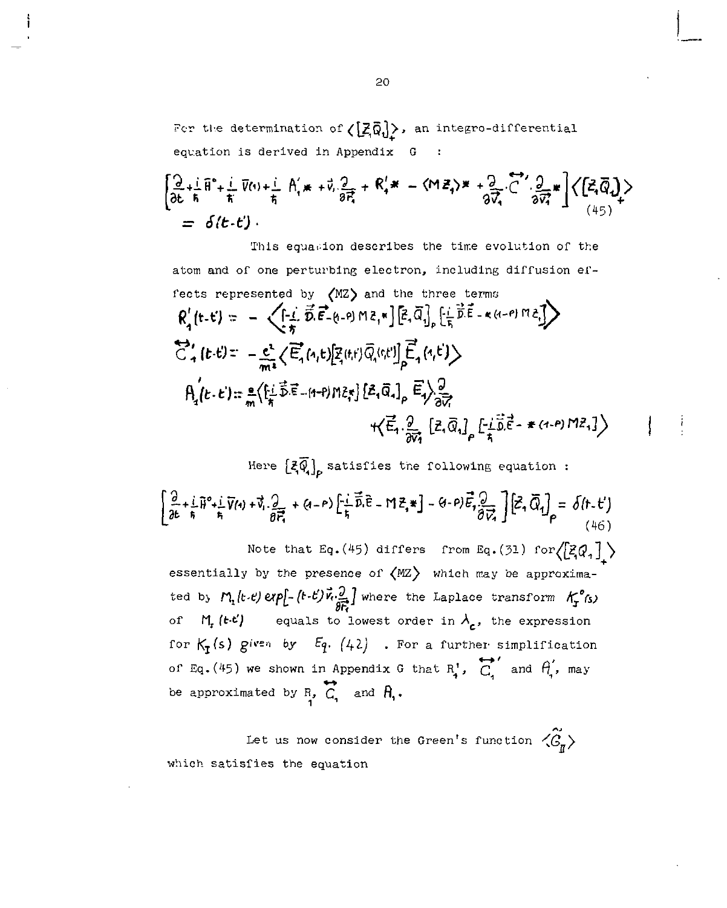For the determination of $\langle[Z_1\bar{Q}_1]_+\rangle$, an integro-differential equation is derived in Appendix G :

$$\left[\frac{\partial}{\partial t}+\frac{i}{\hbar}\bar{H}^{\circ}+\frac{i}{\hbar}\bar{V}(1)+\frac{i}{\hbar}A_1'* +\vec{v}_1\cdot\frac{\partial}{\partial\vec{r}_1}+R_1'* -\langle MZ_1\rangle * +\frac{\partial}{\partial\vec{v}_1}\cdot\overleftrightarrow{C}'\cdot\frac{\partial}{\partial\vec{v}_1}*\right]\langle[Z_1\bar{Q}_1]_+\rangle$$
$$= \delta(t-t') \cdot \tag{45}$$

This equation describes the time evolution of the atom and of one perturbing electron, including diffusion effects represented by $\langle MZ\rangle$ and the three terms

$$R_1'(t-t') = -\left\langle\left[-\frac{i}{\hbar}\vec{D}.\vec{E}-(1-P)MZ_1*\right]\left[Z_1\bar{Q}_1\right]_P\left[-\frac{i}{\hbar}\vec{D}.\vec{E}-*(1-P)MZ_1\right]\right\rangle$$

$$\overleftrightarrow{C}_1'(t-t') = -\frac{e^2}{m^2}\left\langle\vec{E}_1(1,t)\left[Z_1(t,t')\bar{Q}_1(t,t')\right]_P\vec{E}_1(1,t')\right\rangle$$

$$A_1'(t-t') = \frac{e}{m}\left\langle\left[\frac{i}{\hbar}\vec{D}.\vec{E}-(1-P)MZ_1*\right]\left[Z_1\bar{Q}_1\right]_P\vec{E}_1\right\rangle\frac{\partial}{\partial\vec{v}_1}$$
$$+\left\langle\vec{E}_1\cdot\frac{\partial}{\partial\vec{v}_1}\left[Z_1\bar{Q}_1\right]_P\left[-\frac{i}{\hbar}\vec{D}.\vec{E}-*(1-P)MZ_1\right]\right\rangle$$

Here $[Z_1\bar{Q}_1]_P$ satisfies the following equation :

$$\left[\frac{\partial}{\partial t}+\frac{i}{\hbar}\bar{H}^{\circ}+\frac{i}{\hbar}\bar{V}(1)+\vec{v}_1\cdot\frac{\partial}{\partial\vec{r}_1}+(1-P)\left[-\frac{i}{\hbar}\vec{D}.\vec{E}-MZ_1*\right]-(1-P)\vec{E}_1\cdot\frac{\partial}{\partial\vec{v}_1}\right]\left[Z_1\bar{Q}_1\right]_P=\delta(t-t') \tag{46}$$

Note that Eq.(45) differs from Eq.(31) for $\langle[Z_1Q_1]_+\rangle$ essentially by the presence of $\langle MZ\rangle$ which may be approximated by $M_1(t-t')\exp\left[-(t-t')\vec{v}_1\cdot\frac{\partial}{\partial\vec{r}_1}\right]$ where the Laplace transform $K_I^{\circ}(s)$ of $M_I(t-t')$ equals to lowest order in $\lambda_c$, the expression for $K_I(s)$ given by Eq. (42) . For a further simplification of Eq.(45) we shown in Appendix G that $R_1'$, $\overleftrightarrow{C}_1'$ and $A_1'$, may be approximated by $R_1$, $\overleftrightarrow{C}_1$ and $A_1$.

Let us now consider the Green's function $\langle\tilde{G}_{II}\rangle$ which satisfies the equation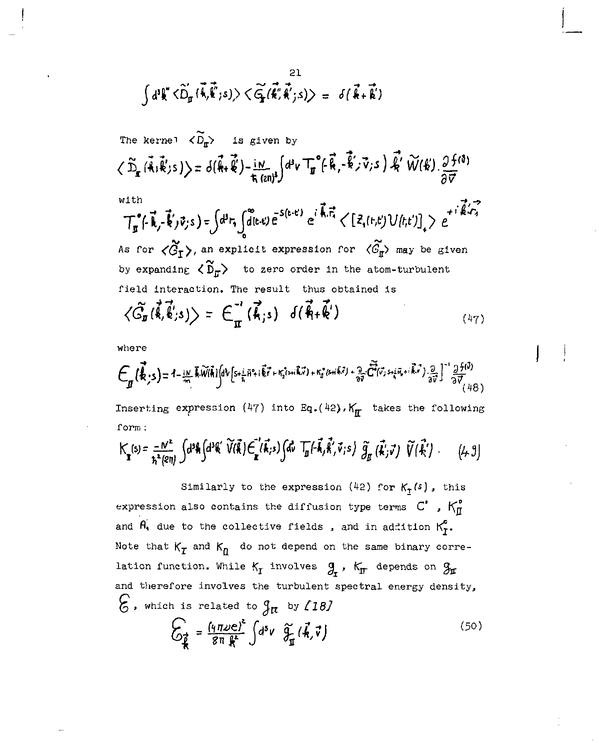$$\int d^3k'' \langle \tilde{D}_{II}(\vec{k},\vec{k}'';s)\rangle \langle \tilde{G}_{II}(\vec{k}'',\vec{k}';s)\rangle = \delta(\vec{k}+\vec{k}')$$

The kernel $\langle \tilde{D}_{II} \rangle$ is given by

$$\langle \tilde{D}_{II}(\vec{k},\vec{k}';s)\rangle = \delta(\vec{k}+\vec{k}') - \frac{iN}{\hbar(2\pi)^3}\int d^3v \, T_{II}^{\circ}(-\vec{k},-\vec{k}';\vec{v};s)\, \vec{k}'\, \tilde{W}(\vec{k}') \cdot \frac{\partial f^{(0)}}{\partial \vec{v}}$$

with

$$T_{II}^{\circ}(-\vec{k},-\vec{k}';\vec{v};s) = \int d^3r_1 \int_0^{\infty} d(t-t')\, e^{-s(t-t')}\, e^{i\vec{k}.\vec{r}_1} \langle [Z_1(t,t')U(t,t')]_+ \rangle\, e^{+i\vec{k}'.\vec{r}_1}$$

As for $\langle \tilde{G}_{I} \rangle$, an explicit expression for $\langle \tilde{G}_{II} \rangle$ may be given by expanding $\langle \tilde{D}_{II} \rangle$ to zero order in the atom-turbulent field interaction. The result thus obtained is

$$\langle \tilde{G}_{II}(\vec{k},\vec{k}';s)\rangle = \epsilon_{II}^{-1}(\vec{k};s)\ \delta(\vec{k}+\vec{k}') \tag{47}$$

where

$$\epsilon_{II}(\vec{k};s) = 1 - \frac{iN}{m}\vec{k}.\tilde{W}(\vec{k})\int d\vec{v}\left[s + \frac{i}{\hbar}\tilde{H}^{\circ} + i\vec{k}.\vec{v} + K_{I}^{\circ}(s+i\vec{k}.\vec{v}) + K_{II}^{\circ}(s+i\vec{k}.\vec{v}) + \frac{\partial}{\partial\vec{v}}\cdot\tilde{\vec{C}}^{\circ}(\vec{v};s+\frac{i}{\hbar}\tilde{H}_1+i\vec{k}.\vec{v})\cdot\frac{\partial}{\partial\vec{v}}\right]^{-1}\frac{\partial f^{(0)}}{\partial\vec{v}} \tag{48}$$

Inserting expression (47) into Eq.(42), $K_{II}$ takes the following form:

$$K_{II}(s) = \frac{-N^2}{\hbar^2(2\pi)}\int d^3k \int d^3k'\, \tilde{V}(\vec{k})\,\epsilon_{II}^{-1}(\vec{k};s)\int d\vec{v}\ T_{II}(-\vec{k},\vec{k}',\vec{v};s)\ \tilde{g}_{II}(\vec{k};\vec{v})\ \tilde{V}(\vec{k}') \tag{49}$$

Similarly to the expression (42) for $K_I(s)$, this expression also contains the diffusion type terms $C^{\circ}$, $K_{II}^{\circ}$ and $A_1$ due to the collective fields, and in addition $K_{I}^{\circ}$. Note that $K_I$ and $K_{II}$ do not depend on the same binary correlation function. While $K_I$ involves $g_I$, $K_{II}$ depends on $g_{II}$ and therefore involves the turbulent spectral energy density, $\mathcal{E}$, which is related to $g_{II}$ by [18]

$$\mathcal{E}_{\vec{k}} = \frac{(4\pi\nu e)^2}{8\pi k^2}\int d^3v\ \tilde{g}_{II}(\vec{k},\vec{v}) \tag{50}$$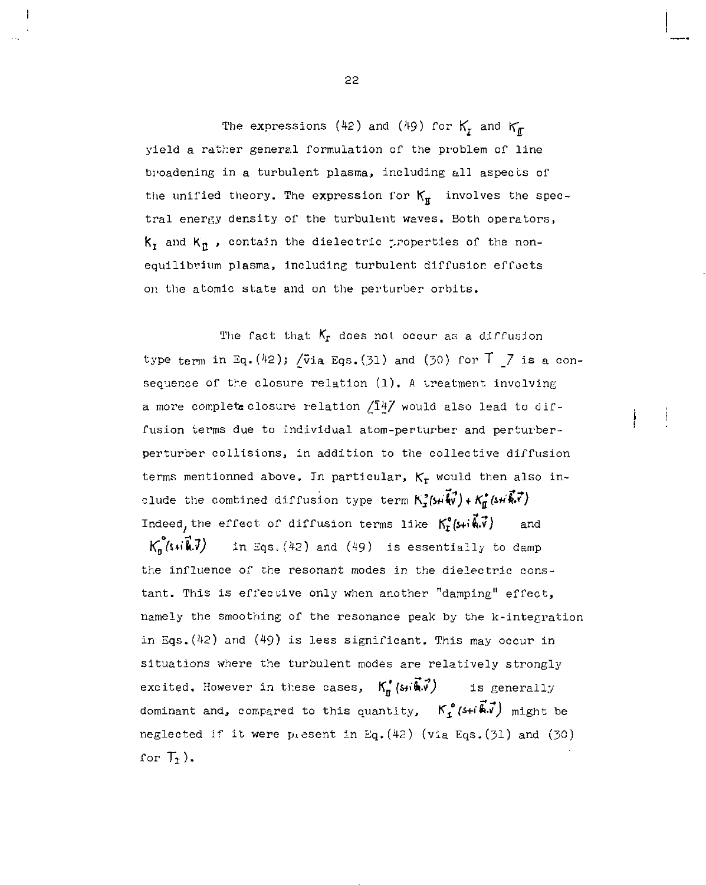The expressions (42) and (49) for $K_I$ and $K_{II}$ yield a rather general formulation of the problem of line broadening in a turbulent plasma, including all aspects of the unified theory. The expression for $K_{II}$ involves the spectral energy density of the turbulent waves. Both operators, $K_I$ and $K_{II}$, contain the dielectric properties of the non-equilibrium plasma, including turbulent diffusion effects on the atomic state and on the perturber orbits.

The fact that $K_I$ does not occur as a diffusion type term in Eq.(42); /via Eqs.(31) and (30) for $T$ / is a consequence of the closure relation (1). A treatment involving a more complete closure relation /14/ would also lead to diffusion terms due to individual atom-perturber and perturber-perturber collisions, in addition to the collective diffusion terms mentionned above. In particular, $K_I$ would then also include the combined diffusion type term $K_I^{\circ}(s+i\vec{k}.\vec{v}) + K_{II}^{\circ}(s+i\vec{k}.\vec{v})$ Indeed, the effect of diffusion terms like $K_I^{\circ}(s+i\vec{k}.\vec{v})$ and $K_{II}^{\circ}(s+i\vec{k}.\vec{v})$ in Eqs.(42) and (49) is essentially to damp the influence of the resonant modes in the dielectric constant. This is effective only when another "damping" effect, namely the smoothing of the resonance peak by the k-integration in Eqs.(42) and (49) is less significant. This may occur in situations where the turbulent modes are relatively strongly excited. However in these cases, $K_{II}^{\circ}(s+i\vec{k}.\vec{v})$ is generally dominant and, compared to this quantity, $K_I^{\circ}(s+i\vec{k}.\vec{v})$ might be neglected if it were present in Eq.(42) (via Eqs.(31) and (30) for $T_I$).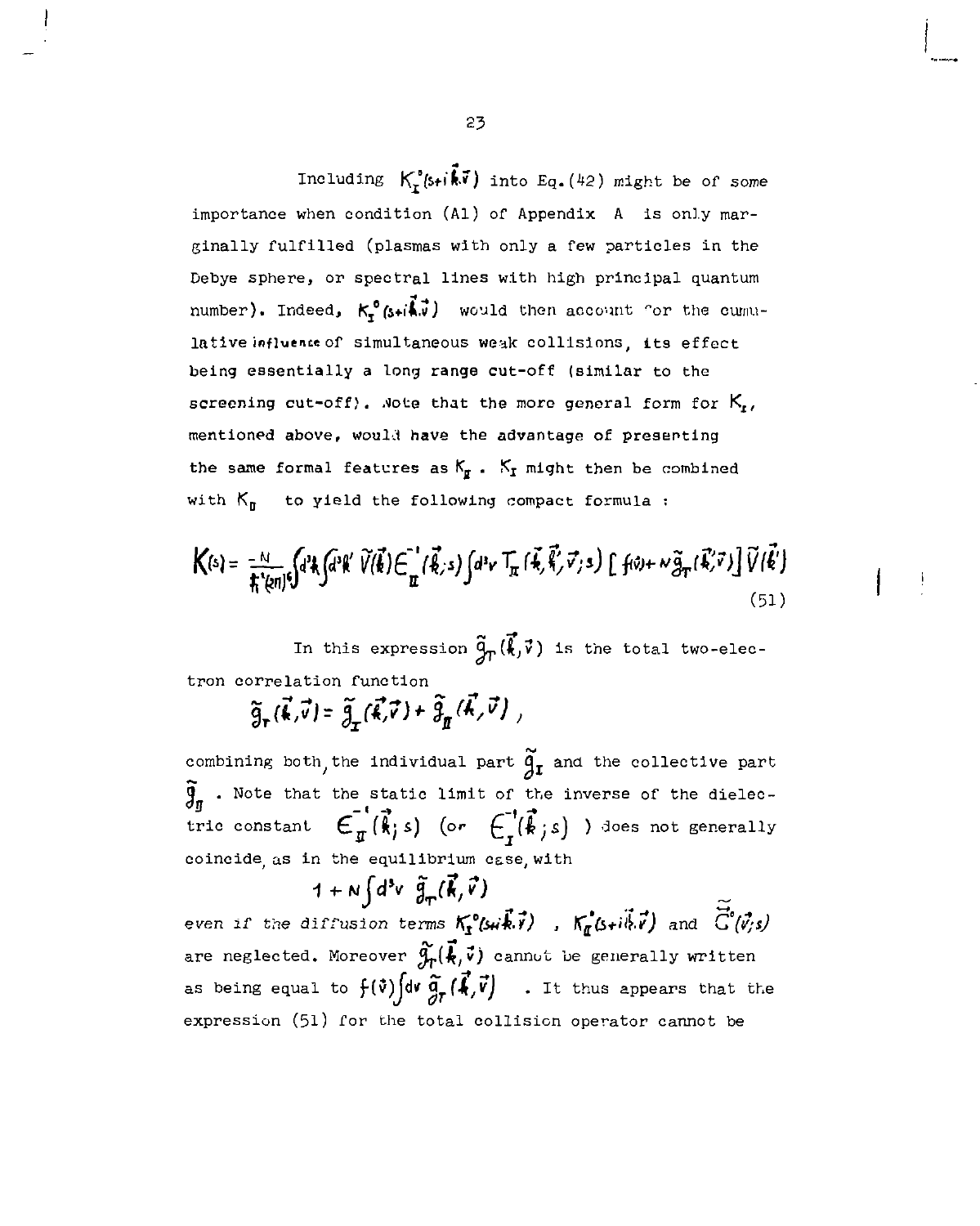Including $K_I^0(s+i\vec{k}.\vec{v})$ into Eq.(42) might be of some importance when condition (A1) of Appendix A is only marginally fulfilled (plasmas with only a few particles in the Debye sphere, or spectral lines with high principal quantum number). Indeed, $K_I^0(s+i\vec{k}.\vec{v})$ would then account for the cumulative influence of simultaneous weak collisions, its effect being essentially a long range cut-off (similar to the screening cut-off). Note that the more general form for $K_I$, mentioned above, would have the advantage of presenting the same formal features as $K_{II}$. $K_I$ might then be combined with $K_{II}$ to yield the following compact formula :

$$K(s) = \frac{-N}{\hbar^2(2\pi)^6}\int d^3k \int d^3k' \, \tilde{V}(\vec{k}) \, \epsilon_{II}^{-1}(\vec{k};s) \int d^3v \, T_{II}(\vec{k},\vec{k}',\vec{v};s) \left[ f(\vec{v}) + N\tilde{g}_T(\vec{k}',\vec{v}) \right] \tilde{V}(\vec{k}') \tag{51}$$

In this expression $\tilde{g}_T(\vec{k},\vec{v})$ is the total two-electron correlation function

$$\tilde{g}_T(\vec{k},\vec{v}) = \tilde{g}_I(\vec{k},\vec{v}) + \tilde{g}_{II}(\vec{k},\vec{v}) \, ,$$

combining both, the individual part $\tilde{g}_I$ and the collective part $\tilde{g}_{II}$. Note that the static limit of the inverse of the dielectric constant $\epsilon_{II}^{-1}(\vec{k};s)$ (or $\epsilon_I^{-1}(\vec{k};s)$) does not generally coincide, as in the equilibrium case, with

$$1 + N\int d^3v \; \tilde{g}_T(\vec{k},\vec{v})$$

even if the diffusion terms $K_I^0(s+i\vec{k}.\vec{v})$, $K_{II}^0(s+i\vec{k}.\vec{v})$ and $\tilde{\tilde{G}}^0(\vec{v};s)$ are neglected. Moreover $\tilde{g}_T(\vec{k},\vec{v})$ cannot be generally written as being equal to $f(\vec{v})\int dv \; \tilde{g}_T(\vec{k},\vec{v})$. It thus appears that the expression (51) for the total collision operator cannot be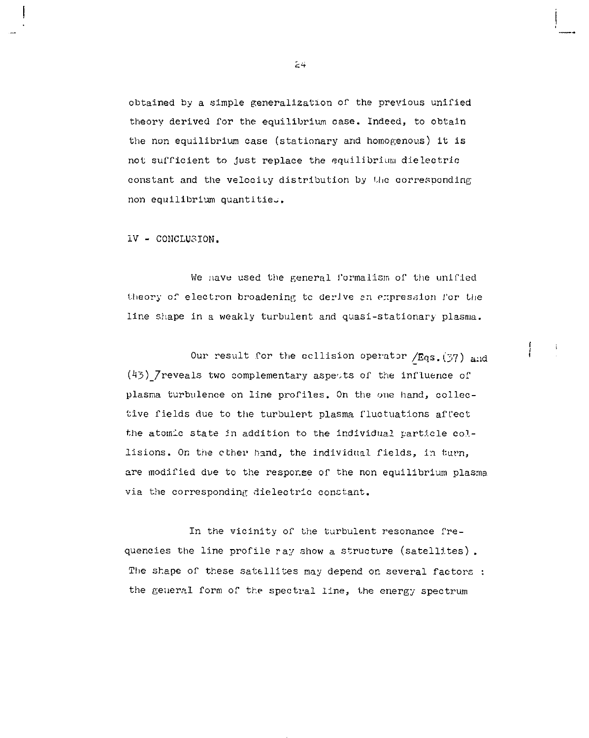obtained by a simple generalization of the previous unified theory derived for the equilibrium case. Indeed, to obtain the non equilibrium case (stationary and homogenous) it is not sufficient to just replace the equilibrium dielectric constant and the velocity distribution by the corresponding non equilibrium quantities.

## IV - CONCLUSION.

We have used the general formalism of the unified theory of electron broadening to derive an expression for the line shape in a weakly turbulent and quasi-stationary plasma.

Our result for the collision operator /Eqs.(37) and (43)/ reveals two complementary aspects of the influence of plasma turbulence on line profiles. On the one hand, collective fields due to the turbulent plasma fluctuations affect the atomic state in addition to the individual particle collisions. On the other hand, the individual fields, in turn, are modified due to the response of the non equilibrium plasma via the corresponding dielectric constant.

In the vicinity of the turbulent resonance frequencies the line profile may show a structure (satellites). The shape of these satellites may depend on several factors : the general form of the spectral line, the energy spectrum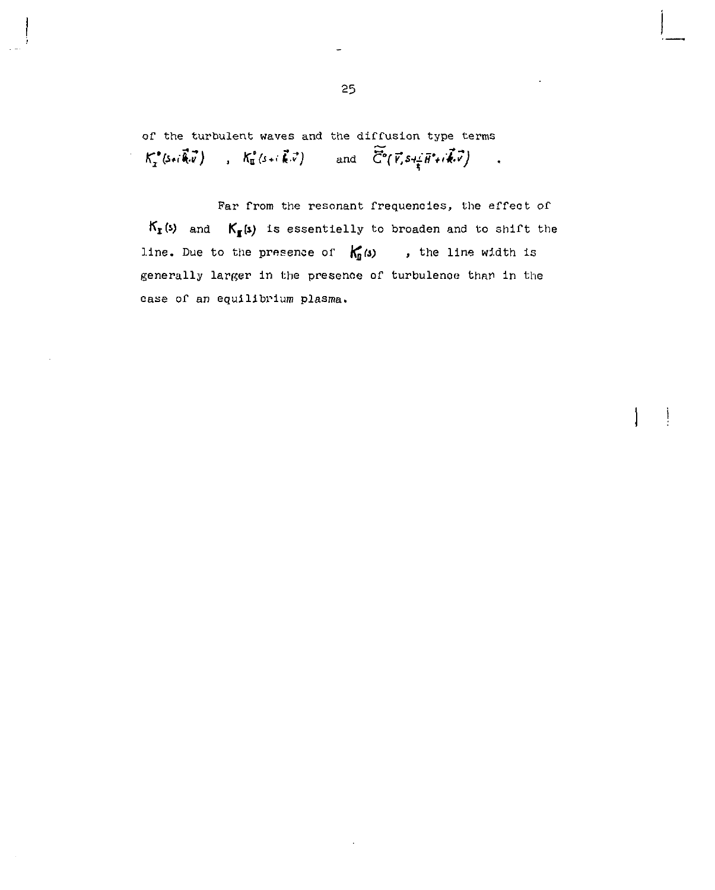of the turbulent waves and the diffusion type terms $K_I^\circ(s+i\vec{k}.\vec{v})$ , $K_{II}^\circ(s+i\vec{k}.\vec{v})$ and $\widetilde{C}^\circ(\vec{v}, s+\frac{i}{\hbar}\bar{H}^\circ+i\vec{k}.\vec{v})$ .

Far from the resonant frequencies, the effect of $K_I(s)$ and $K_{II}(s)$ is essentielly to broaden and to shift the line. Due to the presence of $K_{II}(s)$ , the line width is generally larger in the presence of turbulence than in the case of an equilibrium plasma.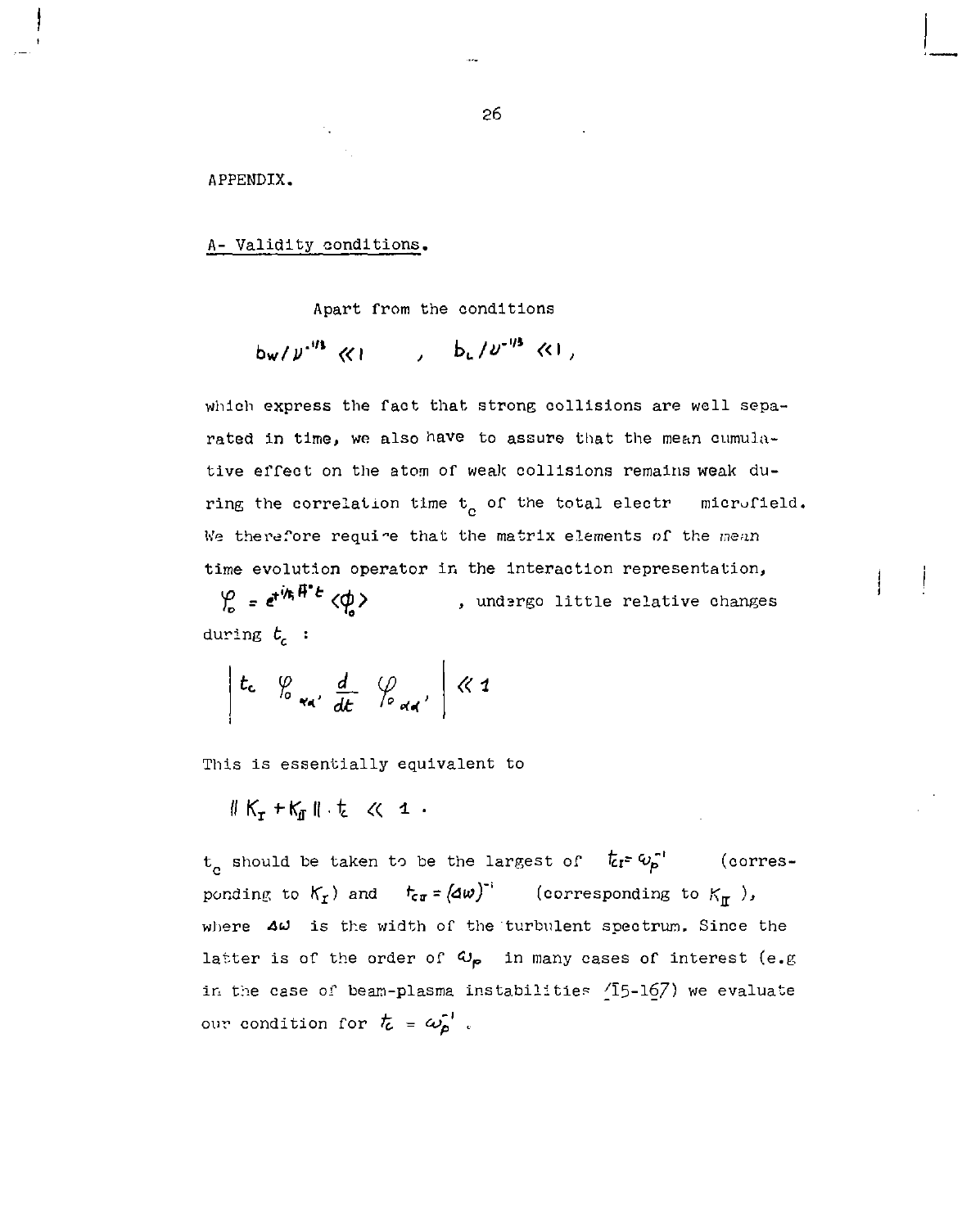APPENDIX.

A- Validity conditions.

Apart from the conditions

$$b_W / \nu^{-1/3} \ll 1 \quad , \quad b_L / \nu^{-1/3} \ll 1 ,$$

which express the fact that strong collisions are well separated in time, we also have to assure that the mean cumulative effect on the atom of weak collisions remains weak during the correlation time $t_c$ of the total electr microfield. We therefore require that the matrix elements of the mean time evolution operator in the interaction representation, $\mathcal{Y}_0 = e^{+i/\hbar H^\circ t} \langle \phi_0 \rangle$ , undergo little relative changes during $t_c$ :

$$\left| t_c \; \mathcal{Y}_{0\,\alpha\alpha'} \frac{d}{dt} \; \mathcal{Y}_{0\,\alpha\alpha'} \right| \ll 1$$

This is essentially equivalent to

$$\| K_I + K_{II} \| \cdot t_c \ll 1 .$$

$t_c$ should be taken to be the largest of $t_{cI} = \omega_p^{-1}$ (corresponding to $K_I$) and $t_{cII} = (\Delta\omega)^{-1}$ (corresponding to $K_{II}$), where $\Delta\omega$ is the width of the turbulent spectrum. Since the latter is of the order of $\omega_p$ in many cases of interest (e.g in the case of beam-plasma instabilities [15-16]) we evaluate our condition for $t_c = \omega_p^{-1}$ .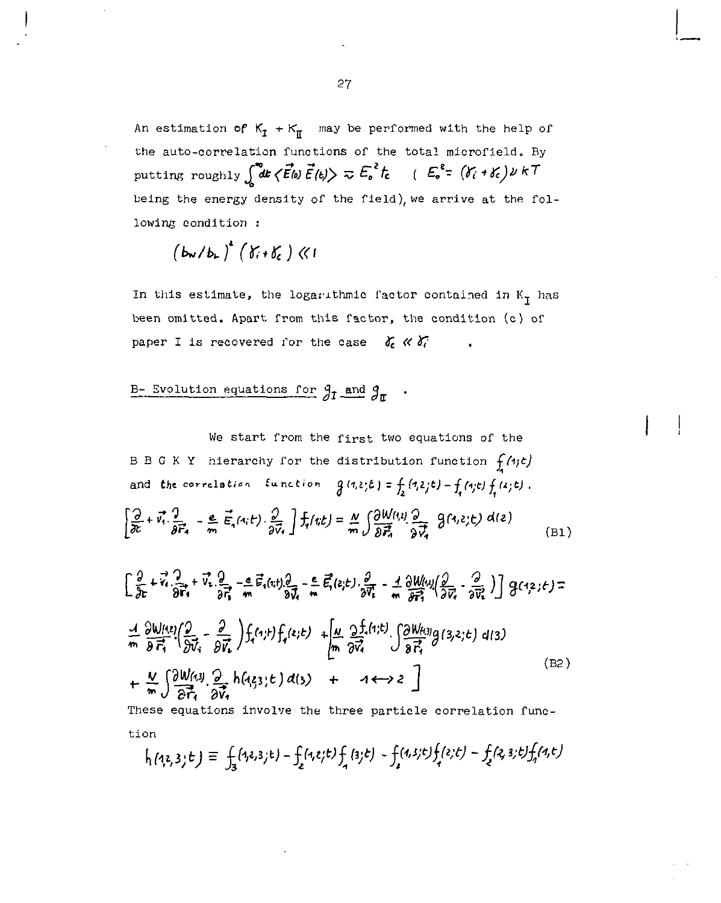An estimation of $K_I + K_{II}$ may be performed with the help of the auto-correlation functions of the total microfield. By putting roughly $\int_0^\infty dt \langle \vec{E}(0)\,\vec{E}(t)\rangle \simeq E_0^2\, t_c$ ( $E_0^2 = (\gamma_i + \gamma_c)\,\nu\, kT$ being the energy density of the field), we arrive at the following condition :

$$\left(b_w / b_L\right)^2 \left(\gamma_i + \gamma_c\right) \ll 1$$

In this estimate, the logarithmic factor contained in $K_I$ has been omitted. Apart from this factor, the condition (c) of paper I is recovered for the case $\gamma_c \ll \gamma_i$ .

## B- Evolution equations for $g_I$ and $g_{II}$ .

We start from the first two equations of the B B G K Y hierarchy for the distribution function $f_1(1;t)$ and the correlation function $g(1,2;t) = f_2(1,2;t) - f_1(1;t)\,f_1(2;t)$ .

$$\left[\frac{\partial}{\partial t} + \vec{v}_1 \cdot \frac{\partial}{\partial \vec{r}_1} - \frac{e}{m}\,\vec{E}_1(1;t) \cdot \frac{\partial}{\partial \vec{v}_1}\right] f_1(1;t) = \frac{N}{m} \int \frac{\partial W(1,2)}{\partial \vec{r}_1} \cdot \frac{\partial}{\partial \vec{v}_1}\, g(1,2;t)\, d(2) \tag{B1}$$

$$\Big[\frac{\partial}{\partial t} + \vec{v}_1 \cdot \frac{\partial}{\partial \vec{r}_1} + \vec{v}_2 \cdot \frac{\partial}{\partial \vec{r}_2} - \frac{e}{m}\,\vec{E}_1(1;t) \cdot \frac{\partial}{\partial \vec{v}_1} - \frac{e}{m}\,\vec{E}_1(2;t) \cdot \frac{\partial}{\partial \vec{v}_2} - \frac{1}{m}\frac{\partial W(1,2)}{\partial \vec{r}_1} \cdot \left(\frac{\partial}{\partial \vec{v}_1} - \frac{\partial}{\partial \vec{v}_2}\right)\Big]\, g(1,2;t) =$$

$$\frac{1}{m}\frac{\partial W(1,2)}{\partial \vec{r}_1} \cdot \left(\frac{\partial}{\partial \vec{v}_1} - \frac{\partial}{\partial \vec{v}_2}\right) f_1(1;t)\, f_1(2;t) + \Big[\frac{N}{m}\frac{\partial f_1(1;t)}{\partial \vec{v}_1} \cdot \int \frac{\partial W(1,3)}{\partial \vec{r}_1}\, g(3,2;t)\, d(3)$$

$$+ \frac{N}{m}\int \frac{\partial W(1,3)}{\partial \vec{r}_1} \cdot \frac{\partial}{\partial \vec{v}_1}\, h(1,2,3;t)\, d(3) \quad + \quad 1 \leftrightarrow 2\ \Big] \tag{B2}$$

These equations involve the three particle correlation function

$$h(1,2,3;t) \equiv f_3(1,2,3;t) - f_2(1,2;t)\,f_1(3;t) - f_2(1,3;t)\,f_1(2;t) - f_2(2,3;t)\,f_1(1,t)$$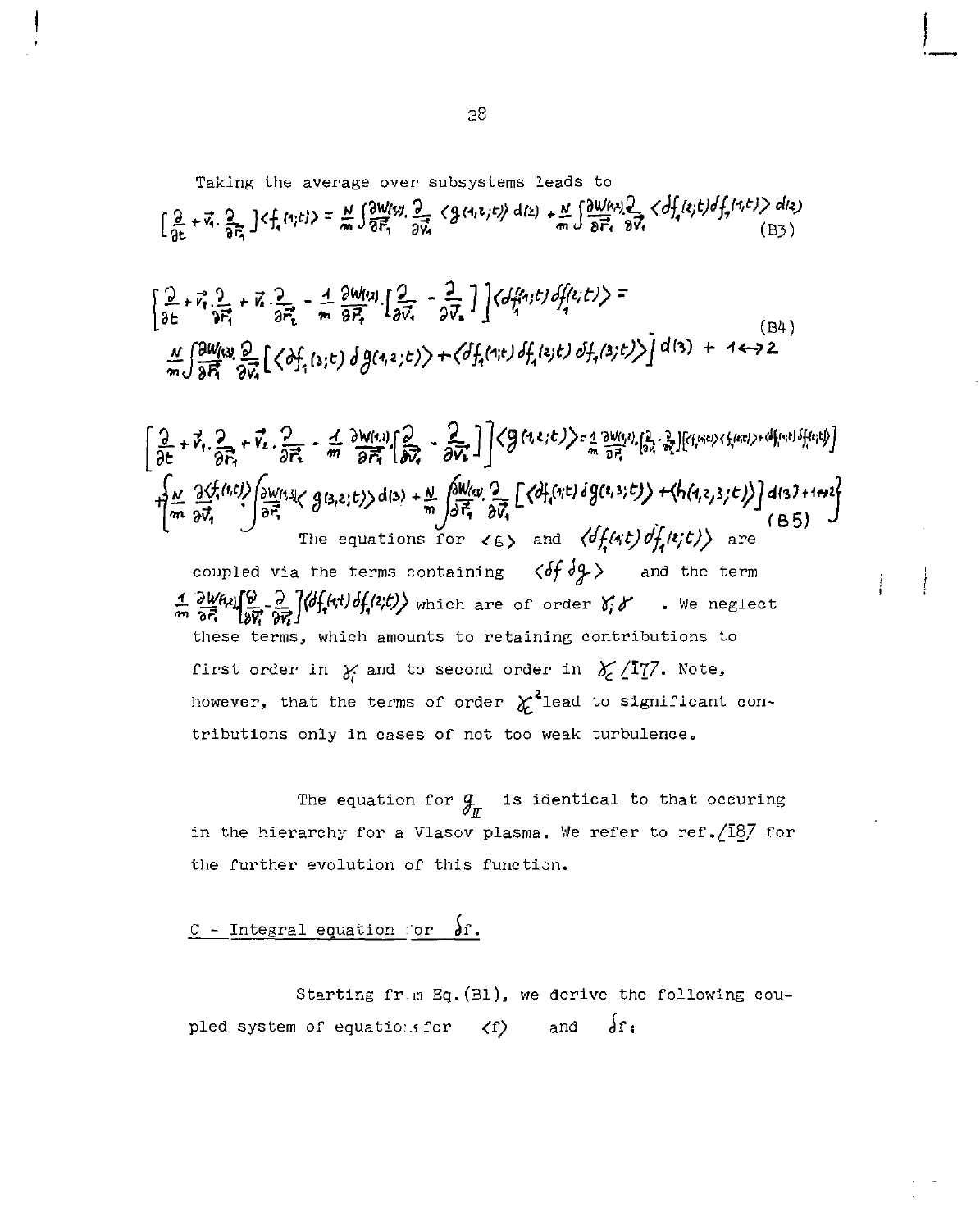Taking the average over subsystems leads to

$$\left[\frac{\partial}{\partial t} + \vec{v}_1 \cdot \frac{\partial}{\partial \vec{r}_1}\right] \langle f_1(1;t)\rangle = \frac{N}{m}\int \frac{\partial W(1,2)}{\partial \vec{r}_1} \cdot \frac{\partial}{\partial \vec{v}_1} \langle g(1,2;t)\rangle \, d(2) + \frac{N}{m}\int \frac{\partial W(1,2)}{\partial \vec{r}_1} \frac{\partial}{\partial \vec{v}_1} \langle \delta f_1(2;t)\delta f_1(1,t)\rangle \, d(2) \tag{B3}$$

$$\left[\frac{\partial}{\partial t} + \vec{v}_1 \cdot \frac{\partial}{\partial \vec{r}_1} + \vec{v}_2 \cdot \frac{\partial}{\partial \vec{r}_2} - \frac{1}{m}\frac{\partial W(1,2)}{\partial \vec{r}_1} \cdot \left[\frac{\partial}{\partial \vec{v}_1} - \frac{\partial}{\partial \vec{v}_2}\right]\right] \langle \delta f_1(1;t)\delta f_1(2;t)\rangle =$$
$$\frac{N}{m}\int \frac{\partial W(1,3)}{\partial \vec{r}_1} \frac{\partial}{\partial \vec{v}_1}\left[\langle \delta f_1(3;t)\,\delta g(1,2;t)\rangle + \langle \delta f_1(1;t)\,\delta f_1(2;t)\,\delta f_1(3;t)\rangle\right] d(3) + 1 \leftrightarrow 2 \tag{B4}$$

$$\left[\frac{\partial}{\partial t} + \vec{v}_1 \cdot \frac{\partial}{\partial \vec{r}_1} + \vec{v}_2 \cdot \frac{\partial}{\partial \vec{r}_2} - \frac{1}{m}\frac{\partial W(1,2)}{\partial \vec{r}_1}\left[\frac{\partial}{\partial \vec{v}_1} - \frac{\partial}{\partial \vec{v}_2}\right]\right] \langle g(1,2;t)\rangle = \frac{1}{m}\frac{\partial W(1,2)}{\partial \vec{r}_1}\left[\frac{\partial}{\partial \vec{v}_1} - \frac{\partial}{\partial \vec{v}_2}\right]\left[\langle f_1(1;t)\rangle\langle f_1(2;t)\rangle + \langle \delta f_1(1;t)\,\delta f_1(2;t)\rangle\right]$$
$$+ \left\{\frac{N}{m}\frac{\partial \langle f_1(1,t)\rangle}{\partial \vec{v}_1} \cdot \int \frac{\partial W(1,3)}{\partial \vec{r}_1} \langle g(3,2;t)\rangle \, d(3) + \frac{N}{m}\int \frac{\partial W(1,3)}{\partial \vec{r}_1} \cdot \frac{\partial}{\partial \vec{v}_1}\left[\langle \delta f_1(1;t)\,\delta g(2,3;t)\rangle + \langle h(1,2,3;t)\rangle\right] d(3) + 1 \leftrightarrow 2\right\} \tag{B5}$$

The equations for $\langle g\rangle$ and $\langle \delta f_1(1;t)\,\delta f_1(2;t)\rangle$ are coupled via the terms containing $\langle \delta f\, \delta g\rangle$ and the term $\frac{1}{m}\frac{\partial W(1,2)}{\partial \vec{r}_1}\left[\frac{\partial}{\partial \vec{v}_1} - \frac{\partial}{\partial \vec{v}_2}\right]\langle \delta f_1(1;t)\,\delta f_1(2;t)\rangle$ which are of order $\gamma_i \gamma$. We neglect these terms, which amounts to retaining contributions to first order in $\gamma_i$ and to second order in $\gamma_c$ [17]. Note, however, that the terms of order $\gamma_c^2$ lead to significant contributions only in cases of not too weak turbulence.

The equation for $g_{II}$ is identical to that occuring in the hierarchy for a Vlasov plasma. We refer to ref. [18] for the further evolution of this function.

## C - Integral equation for $\delta f$.

Starting from Eq. (B1), we derive the following coupled system of equations for $\langle f\rangle$ and $\delta f$: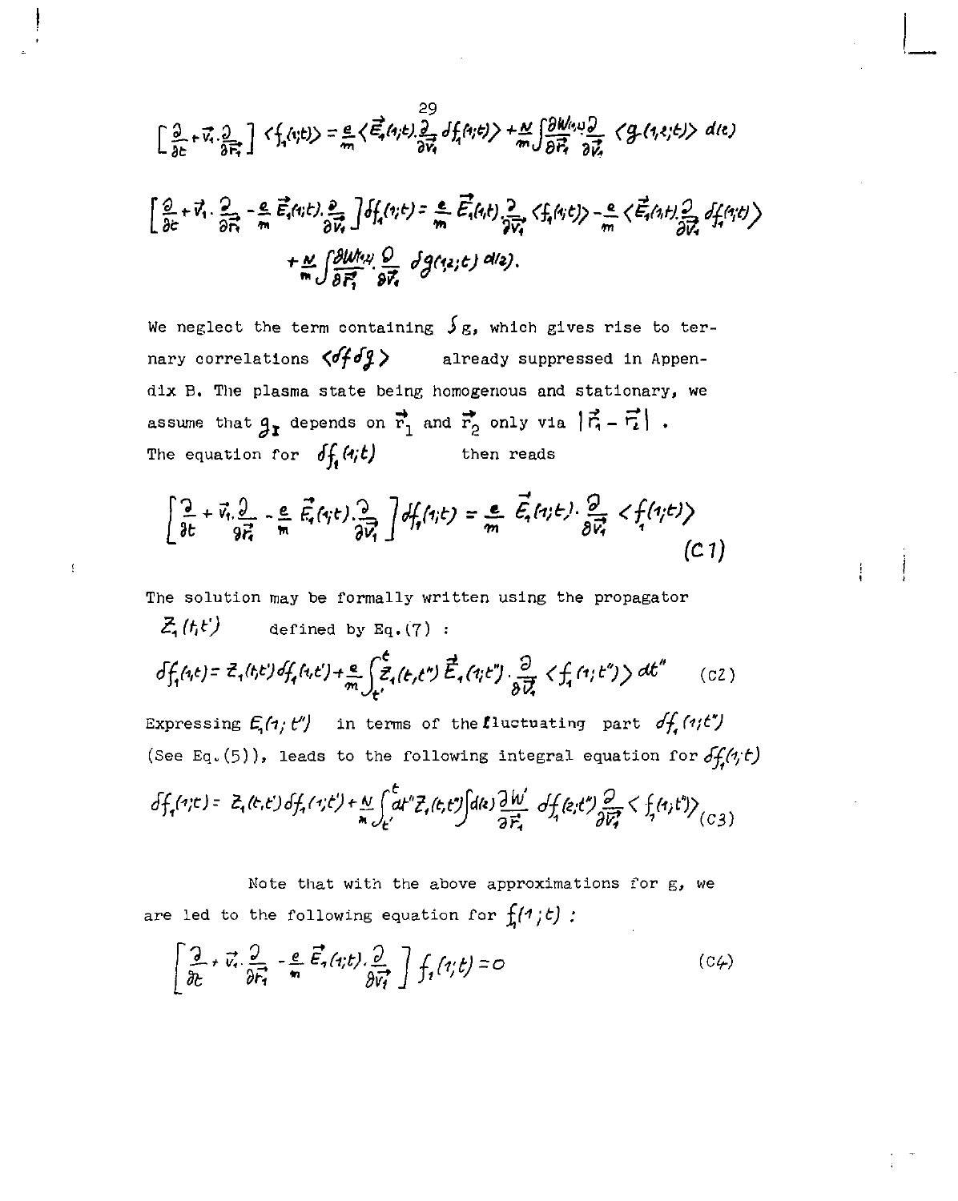$$\left[\frac{\partial}{\partial t}+\vec{v}_1\cdot\frac{\partial}{\partial \vec{r}_1}\right]\langle f_1(1;t)\rangle=\frac{e}{m}\left\langle \vec{E}_1(1;t)\cdot\frac{\partial}{\partial \vec{v}_1}\delta f_1(1;t)\right\rangle+\frac{N}{m}\int\frac{\partial W(1,2)}{\partial \vec{r}_1}\cdot\frac{\partial}{\partial \vec{v}_1}\langle g(1,2;t)\rangle\, d(2)$$

$$\left[\frac{\partial}{\partial t}+\vec{v}_1\cdot\frac{\partial}{\partial \vec{r}_1}-\frac{e}{m}\vec{E}_1(1;t)\cdot\frac{\partial}{\partial \vec{v}_1}\right]\delta f_1(1;t)=\frac{e}{m}\vec{E}_1(1;t)\cdot\frac{\partial}{\partial \vec{v}_1}\langle f_1(1;t)\rangle-\frac{e}{m}\left\langle \vec{E}_1(1;t)\cdot\frac{\partial}{\partial \vec{v}_1}\delta f_1(1;t)\right\rangle$$
$$+\frac{N}{m}\int\frac{\partial W(1,2)}{\partial \vec{r}_1}\cdot\frac{\partial}{\partial \vec{v}_1}\,\delta g(1,2;t)\, d(2).$$

We neglect the term containing $\delta g$, which gives rise to ternary correlations $\langle \delta f\, \delta g\rangle$ already suppressed in Appendix B. The plasma state being homogenous and stationary, we assume that $g_I$ depends on $\vec{r}_1$ and $\vec{r}_2$ only via $|\vec{r}_1-\vec{r}_2|$. The equation for $\delta f_1(1;t)$ then reads

$$\left[\frac{\partial}{\partial t}+\vec{v}_1\cdot\frac{\partial}{\partial \vec{r}_1}-\frac{e}{m}\vec{E}_1(1;t)\cdot\frac{\partial}{\partial \vec{v}_1}\right]\delta f_1(1;t)=\frac{e}{m}\vec{E}_1(1;t)\cdot\frac{\partial}{\partial \vec{v}_1}\langle f_1(1;t)\rangle \tag{C1}$$

The solution may be formally written using the propagator $Z_1(t,t')$ defined by Eq.(7) :

$$\delta f_1(1;t)=Z_1(t,t')\,\delta f_1(1,t')+\frac{e}{m}\int_{t'}^{t} Z_1(t,t'')\,\vec{E}_1(1;t'')\cdot\frac{\partial}{\partial \vec{v}_1}\langle f_1(1;t'')\rangle\, dt'' \tag{C2}$$

Expressing $E_1(1;t'')$ in terms of the fluctuating part $\delta f_1(1;t'')$ (See Eq.(5)), leads to the following integral equation for $\delta f_1(1;t)$

$$\delta f_1(1;t)=Z_1(t,t')\,\delta f_1(1;t')+\frac{N}{m}\int_{t'}^{t} dt''\, Z_1(t,t'')\int d(2)\,\frac{\partial W}{\partial \vec{r}_1}\,\delta f_1(2;t'')\,\frac{\partial}{\partial \vec{v}_1}\langle f_1(1;t'')\rangle \tag{C3}$$

Note that with the above approximations for g, we are led to the following equation for $f_1(1;t)$ :

$$\left[\frac{\partial}{\partial t}+\vec{v}_1\cdot\frac{\partial}{\partial \vec{r}_1}-\frac{e}{m}\vec{E}_1(1;t)\cdot\frac{\partial}{\partial \vec{v}_1}\right]f_1(1;t)=0 \tag{C4}$$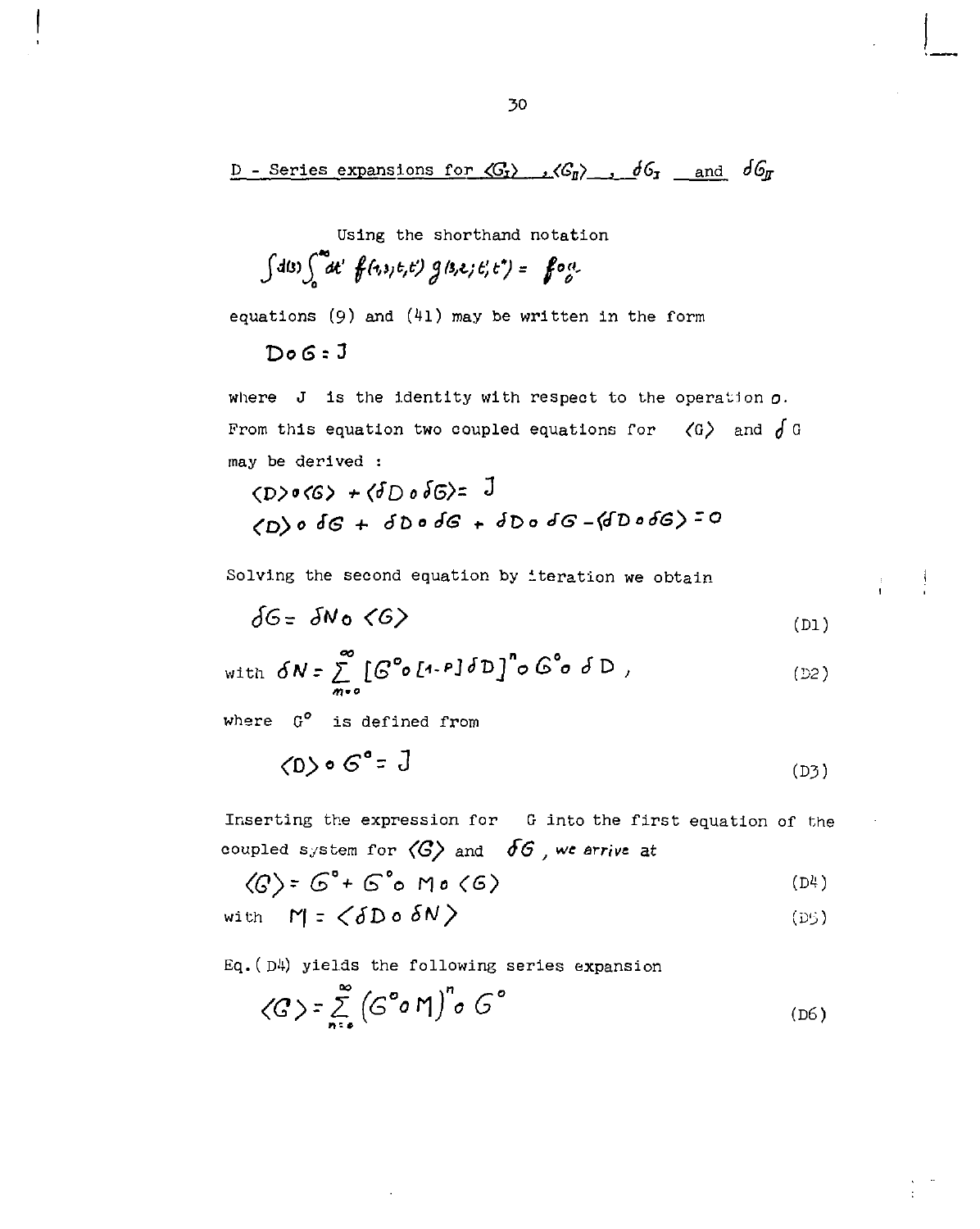## D - Series expansions for $\langle G_I \rangle$ , $\langle G_{II} \rangle$ , $\delta G_I$ and $\delta G_{II}$

Using the shorthand notation

$$\int d(3) \int_0^\infty dt' \, f(1,3;t,t') \, g(3,2;t',t'') = f \circ g$$

equations (9) and (41) may be written in the form

$$D \circ G = J$$

where J is the identity with respect to the operation $\circ$. From this equation two coupled equations for $\langle G \rangle$ and $\delta G$ may be derived :

$$\langle D \rangle \circ \langle G \rangle + \langle \delta D \circ \delta G \rangle = J$$

$$\langle D \rangle \circ \delta G + \delta D \circ \delta G + \delta D \circ \delta G - \langle \delta D \circ \delta G \rangle = 0$$

Solving the second equation by iteration we obtain

$$\delta G = \delta N \circ \langle G \rangle \tag{D1}$$

$$\text{with } \delta N = \sum_{n=0}^{\infty} \left[ G^\circ \circ [1-P] \delta D \right]^n \circ G^\circ \circ \delta D \, , \tag{D2}$$

where $G^\circ$ is defined from

$$\langle D \rangle \circ G^\circ = J \tag{D3}$$

Inserting the expression for G into the first equation of the coupled system for $\langle G \rangle$ and $\delta G$, we arrive at

$$\langle G \rangle = G^\circ + G^\circ \circ M \circ \langle G \rangle \tag{D4}$$

$$\text{with } M = \langle \delta D \circ \delta N \rangle \tag{D5}$$

Eq.(D4) yields the following series expansion

$$\langle G \rangle = \sum_{n=0}^{\infty} \left( G^\circ \circ M \right)^n \circ G^\circ \tag{D6}$$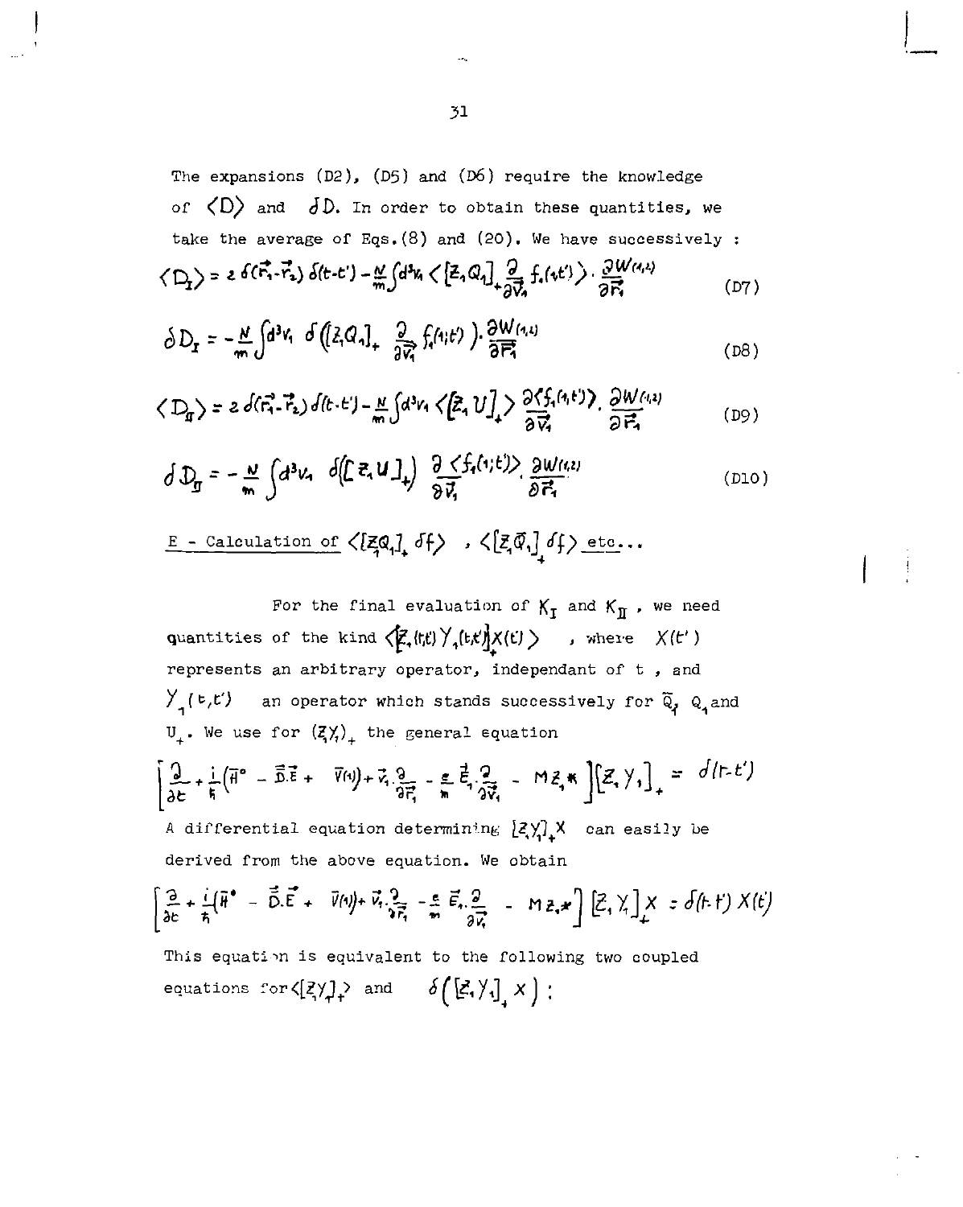The expansions (D2), (D5) and (D6) require the knowledge of $\langle D \rangle$ and $\delta D$. In order to obtain these quantities, we take the average of Eqs.(8) and (20). We have successively :

$$\langle D_I \rangle = 2\,\delta(\vec{r}_1-\vec{r}_2)\,\delta(t-t') - \frac{N}{m}\int d^3v_1 \left\langle \left[Z_1 Q_1\right]_+ \frac{\partial}{\partial \vec{v}_1} f_1(1;t') \right\rangle \cdot \frac{\partial W(1,2)}{\partial \vec{r}_1} \tag{D7}$$

$$\delta D_I = -\frac{N}{m}\int d^3v_1\ \delta\left( \left[Z_1 Q_1\right]_+ \frac{\partial}{\partial \vec{v}_1} f_1(1;t') \right) \cdot \frac{\partial W(1,2)}{\partial \vec{r}_1} \tag{D8}$$

$$\langle D_{II} \rangle = 2\,\delta(\vec{r}_1-\vec{r}_2)\,\delta(t-t') - \frac{N}{m}\int d^3v_1 \left\langle \left[Z_1 U\right]_+ \right\rangle \frac{\partial \langle f_1(1;t') \rangle}{\partial \vec{v}_1} \cdot \frac{\partial W(1,2)}{\partial \vec{r}_1} \tag{D9}$$

$$\delta D_{II} = -\frac{N}{m}\int d^3v_1\ \delta\left( \left[Z_1 U\right]_+ \right) \frac{\partial \langle f_1(1;t') \rangle}{\partial \vec{v}_1} \cdot \frac{\partial W(1,2)}{\partial \vec{r}_1} \tag{D10}$$

## E - Calculation of $\langle [Z_1 Q_1]_+ \delta f \rangle$ , $\langle [Z_1 \tilde{Q}_1]_+ \delta f \rangle$ etc...

For the final evaluation of $K_I$ and $K_{II}$ , we need quantities of the kind $\langle [Z_1(t,t) Y_1(t,t')]_+ X(t') \rangle$ , where $X(t')$ represents an arbitrary operator, independant of t , and $Y_1(t,t')$ an operator which stands successively for $\tilde{Q}_1$ $Q_1$ and $U_+$. We use for $(Z_1 Y_1)_+$ the general equation

$$\left[ \frac{\partial}{\partial t} + \frac{i}{\hbar}\left(\bar{H}^0 - \vec{D}.\vec{E} + V(1)\right) + \vec{v}_1 . \frac{\partial}{\partial \vec{r}_1} - \frac{e}{m}\vec{E}_1 . \frac{\partial}{\partial \vec{v}_1} - M z_1 * \right] \left[Z_1 Y_1\right]_+ = \delta(t-t')$$

A differential equation determining $[Z_1 Y_1]_+ X$ can easily be derived from the above equation. We obtain

$$\left[ \frac{\partial}{\partial t} + \frac{i}{\hbar}\left(\bar{H}^0 - \vec{D}.\vec{E} + V(1)\right) + \vec{v}_1 . \frac{\partial}{\partial \vec{r}_1} - \frac{e}{m}\vec{E}_1 . \frac{\partial}{\partial \vec{v}_1} - M z_1 * \right] \left[Z_1 Y_1\right]_+ X = \delta(t-t')\, X(t')$$

This equation is equivalent to the following two coupled equations for $\langle [Z_1 Y_1]_+ \rangle$ and $\delta\left( [Z_1 Y_1]_+ X \right)$ :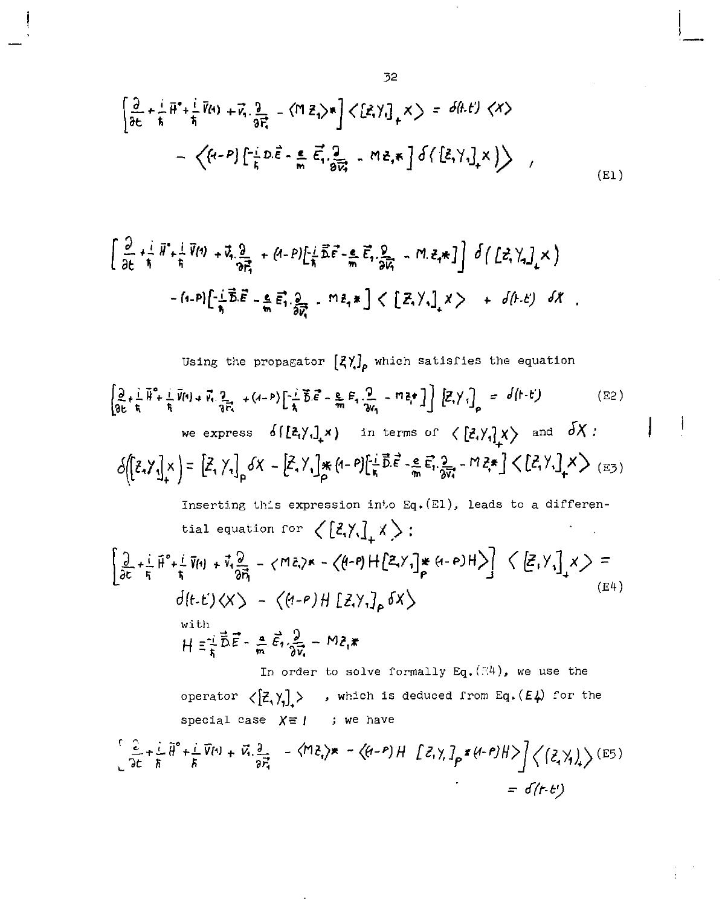$$\left[\frac{\partial}{\partial t}+\frac{i}{\hbar}\bar{H}^{\circ}+\frac{i}{\hbar}\bar{V}(1)+\vec{v}_1\cdot\frac{\partial}{\partial\vec{r}_1}-\langle M z_1\rangle *\right]\langle [z_1 Y_1]_+ X\rangle = \delta(t-t')\,\langle X\rangle$$
$$-\left\langle (1-P)\left[-\frac{i}{\hbar}D.\vec{E}-\frac{e}{m}\vec{E}_1\cdot\frac{\partial}{\partial\vec{v}_1}-M z_1 *\right]\delta([z_1 Y_1]_+ X)\right\rangle \quad , \tag{E1}$$

$$\left[\frac{\partial}{\partial t}+\frac{i}{\hbar}\bar{H}^{\circ}+\frac{i}{\hbar}\bar{V}(1)+\vec{v}_1\cdot\frac{\partial}{\partial\vec{r}_1}+(1-P)\left[\frac{i}{\hbar}\vec{D}\cdot\vec{E}-\frac{e}{m}\vec{E}_1\cdot\frac{\partial}{\partial\vec{v}_1}-M.z_1 *\right]\right]\delta([z_1 Y_1]_+ X)$$
$$-(1-P)\left[-\frac{i}{\hbar}\vec{D}.\vec{E}-\frac{e}{m}\vec{E}_1\cdot\frac{\partial}{\partial\vec{v}_1}-M z_1 *\right]\langle [z_1 Y_1]_+ X\rangle + \delta(t-t')\;\delta X \ .$$

Using the propagator $[z_1 Y_1]_p$ which satisfies the equation

$$\left[\frac{\partial}{\partial t}+\frac{i}{\hbar}\bar{H}^{\circ}+\frac{i}{\hbar}\bar{V}(1)+\vec{v}_1\cdot\frac{\partial}{\partial\vec{r}_1}+(1-P)\left[-\frac{i}{\hbar}\vec{D}\cdot\vec{E}-\frac{e}{m}E_1\cdot\frac{\partial}{\partial v_1}-M z_1 *\right]\right][z_1 Y_1]_p = \delta(t-t') \tag{E2}$$

we express $\delta([z_1 Y_1]_+ X)$ in terms of $\langle [z_1 Y_1]_+ X\rangle$ and $\delta X$ :

$$\delta([z_1 Y_1]_+ X) = [z_1 Y_1]_p\,\delta X - [z_1 Y_1]_p * (1-P)\left[-\frac{i}{\hbar}\vec{D}.\vec{E}-\frac{e}{m}\vec{E}_1\cdot\frac{\partial}{\partial\vec{v}_1}-M z_1 *\right]\langle [z_1 Y_1]_+ X\rangle \tag{E3}$$

Inserting this expression into Eq.(E1), leads to a differential equation for $\langle [z_1 Y_1]_+ X\rangle$ :

$$\left[\frac{\partial}{\partial t}+\frac{i}{\hbar}\bar{H}^{\circ}+\frac{i}{\hbar}\bar{V}(1)+\vec{v}_1\frac{\partial}{\partial\vec{r}_1}-\langle M z_1\rangle * - \langle (1-P)H[z_1 Y_1]_p * (1-P)H\rangle\right]\langle [z_1 Y_1]_+ X\rangle =$$
$$\delta(t-t')\langle X\rangle - \langle (1-P)H\,[z_1 Y_1]_p\,\delta X\rangle \tag{E4}$$

with

$$H \equiv \frac{-i}{\hbar}\vec{D}.\vec{E} - \frac{e}{m}\vec{E}_1\cdot\frac{\partial}{\partial\vec{v}_1} - M z_1 *$$

In order to solve formally Eq.(E4), we use the operator $\langle [z_1 Y_1]_+\rangle$ , which is deduced from Eq.(E4) for the special case $X \equiv 1$ ; we have

$$\left[\frac{\partial}{\partial t}+\frac{i}{\hbar}\bar{H}^{\circ}+\frac{i}{\hbar}\bar{V}(1)+\vec{v}_1\cdot\frac{\partial}{\partial\vec{r}_1}-\langle M z_1\rangle * - \langle (1-P)H\;[z_1 Y_1]_p * (1-P)H\rangle\right]\langle (z_1 Y_1)_+\rangle = \delta(t-t') \tag{E5}$$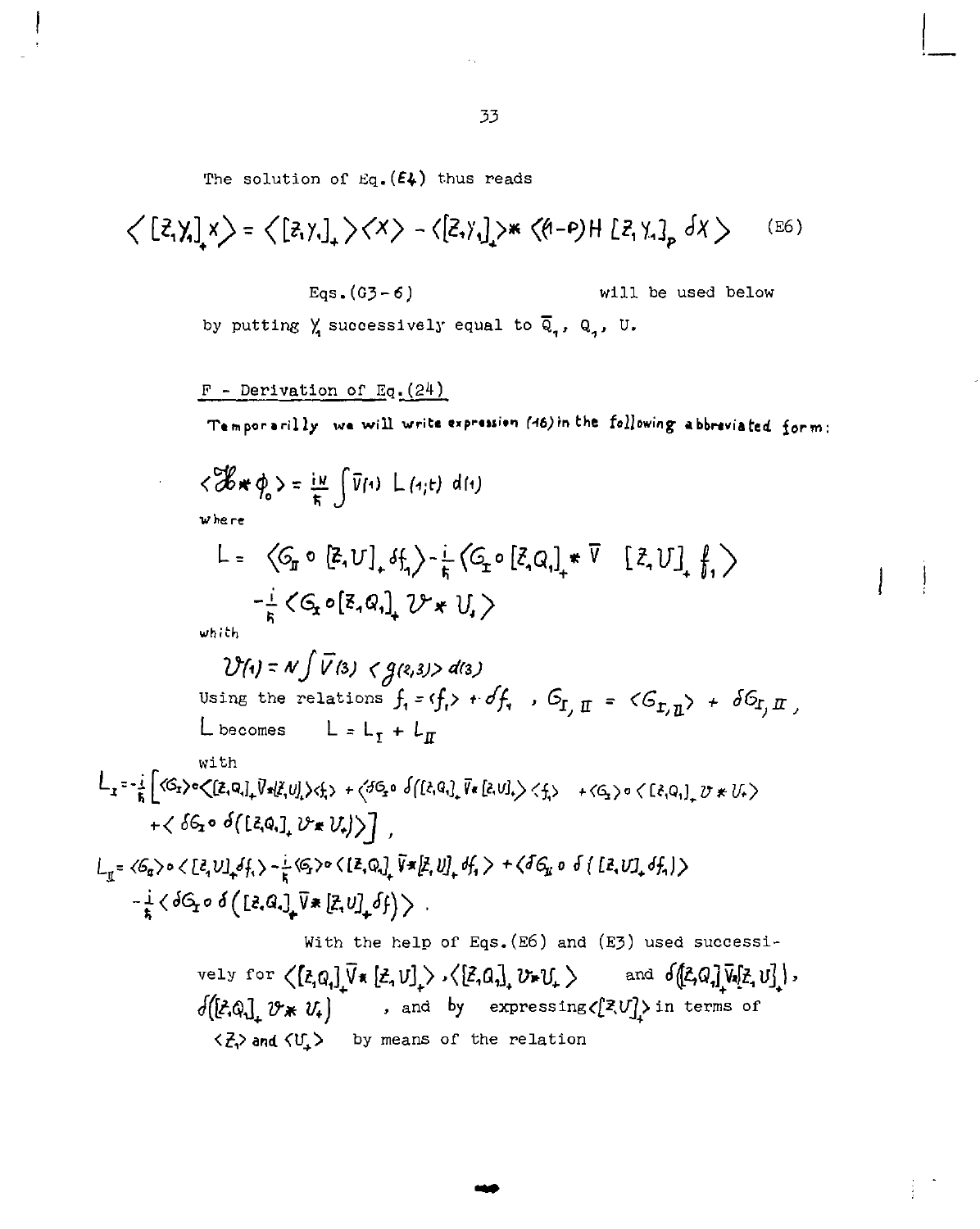The solution of Eq.(E4) thus reads

$$\left\langle [Z_1 Y_1]_+ X \right\rangle = \left\langle [Z_1 Y_1]_+ \right\rangle \langle X \rangle - \langle [Z_1 Y_1]_+ \rangle * \langle (1-P) H \, [Z_1 Y_1]_P \, \delta X \rangle \qquad \text{(E6)}$$

Eqs.(G3-6) will be used below by putting $Y_1$ successively equal to $\bar{Q}_1$, $Q_1$, $U$.

## F - Derivation of Eq.(24)

Temporarilly we will write expression (16) in the following abbreviated form:

$$\langle \mathcal{H} * \phi_0 \rangle = \frac{iN}{\hbar} \int \bar{V}(1) \; L(1;t) \; d(1)$$

where

$$L = \left\langle G_{II} \circ [Z_1 U]_+ \delta f_1 \right\rangle - \frac{i}{\hbar} \left\langle G_I \circ [Z_1 Q_1]_+ * \bar{V} \;\; [Z_1 U]_+ \; f_1 \right\rangle - \frac{i}{\hbar} \left\langle G_I \circ [Z_1 Q_1]_+ \mathcal{V} * U_+ \right\rangle$$

whith

$$\mathcal{V}(1) = N \int \bar{V}(3) \; \langle g(2,3) \rangle \; d(3)$$

Using the relations $f_1 = \langle f_1 \rangle + \delta f_1$ , $G_{I,II} = \langle G_{I,II} \rangle + \delta G_{I,II}$ , $L$ becomes $L = L_I + L_{II}$

with

$$L_I = -\frac{i}{\hbar} \Big[ \langle G_I \rangle \circ \langle [Z_1 Q_1]_+ \bar{V} * [Z_1 U]_+ \rangle \langle f_1 \rangle + \langle \delta G_I \circ \delta([Z_1 Q_1]_+ \bar{V} * [Z_1 U]_+) \rangle \langle f_1 \rangle + \langle G_I \rangle \circ \langle [Z_1 Q_1]_+ \mathcal{V} * U_+ \rangle$$
$$+ \langle \delta G_I \circ \delta([Z_1 Q_1]_+ \mathcal{V} * U_+) \rangle \Big] ,$$

$$L_{II} = \langle G_{II} \rangle \circ \langle [Z_1 U]_+ \delta f_1 \rangle - \frac{i}{\hbar} \langle G_I \rangle \circ \langle [Z_1 Q_1]_+ \bar{V} * [Z_1 U]_+ \delta f_1 \rangle + \langle \delta G_{II} \circ \delta \{ [Z_1 U]_+ \delta f_1 \} \rangle$$
$$- \frac{i}{\hbar} \langle \delta G_I \circ \delta \left( [Z_1 Q_1]_+ \bar{V} * [Z_1 U]_+ \delta f \right) \rangle .$$

With the help of Eqs.(E6) and (E3) used successively for $\langle [Z_1 Q_1]_+ \bar{V} * [Z_1 U]_+ \rangle$ , $\langle [Z_1 Q_1]_+ \mathcal{V} * U_+ \rangle$ and $\delta([Z_1 Q_1]_+ \bar{V} * [Z_1 U]_+)$, $\delta([Z_1 Q_1]_+ \mathcal{V} * U_+)$ , and by expressing $\langle [Z_1 U]_+ \rangle$ in terms of $\langle Z_1 \rangle$ and $\langle U_+ \rangle$ by means of the relation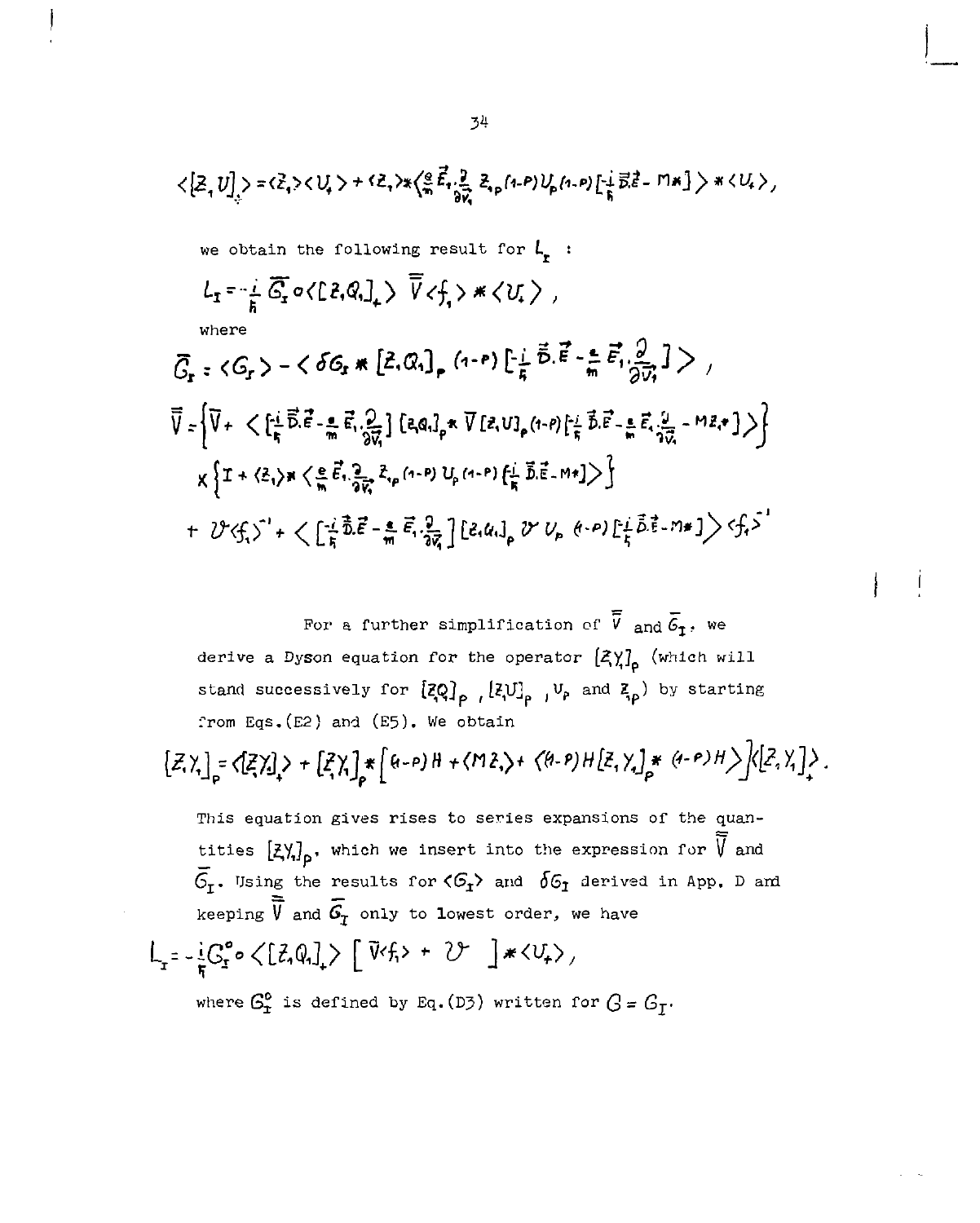$$\langle [Z_1 U]_+ \rangle = \langle Z_1 \rangle \langle U_+ \rangle + \langle Z_1 \rangle * \langle \tfrac{e}{m} \vec{E}_1 \cdot \tfrac{\partial}{\partial \vec{v}_1} Z_{1p} (1-P) U_p (1-P) [-\tfrac{i}{\hbar} \vec{D} \cdot \vec{E} - M * ] \rangle * \langle U_+ \rangle ,$$

we obtain the following result for $L_I$ :

$$L_I = -\frac{i}{\hbar} \bar{G}_I \circ \langle [Z_1 Q_1]_+ \rangle \; \bar{\bar{V}} \langle f_1 \rangle * \langle U_+ \rangle ,$$

where

$$\bar{G}_I = \langle G_I \rangle - \langle \delta G_I * [Z_1 Q_1]_p (1-P) [-\tfrac{i}{\hbar} \vec{D} \cdot \vec{E} - \tfrac{e}{m} \vec{E}_1 \cdot \tfrac{\partial}{\partial \vec{v}_1} ] \rangle ,$$

$$\bar{\bar{V}} = \Big\{ \bar{V} + \langle [-\tfrac{i}{\hbar} \vec{D} \cdot \vec{E} - \tfrac{e}{m} \vec{E}_1 \cdot \tfrac{\partial}{\partial \vec{v}_1} ] [Z_1 Q_1]_p * \bar{V} [Z_1 U]_p (1-P) [-\tfrac{i}{\hbar} \vec{D} \cdot \vec{E} - \tfrac{e}{m} \vec{E}_1 \cdot \tfrac{\partial}{\partial \vec{v}_1} - M Z_1 * ] \rangle \Big\}$$

$$\times \Big\{ I + \langle Z_1 \rangle * \langle \tfrac{e}{m} \vec{E}_1 \cdot \tfrac{\partial}{\partial \vec{v}_1} Z_{1p} (1-P) U_p (1-P) [-\tfrac{i}{\hbar} \vec{D} \cdot \vec{E} - M * ] \rangle \Big\}$$

$$+ \mathcal{V} \langle f_1 \rangle^{-1} + \langle [-\tfrac{i}{\hbar} \vec{D} \cdot \vec{E} - \tfrac{e}{m} \vec{E}_1 \cdot \tfrac{\partial}{\partial \vec{v}_1} ] [Z_1 Q_1]_p \mathcal{V} U_p (1-P) [-\tfrac{i}{\hbar} \vec{D} \cdot \vec{E} - M * ] \rangle \langle f_1 \rangle^{-1}$$

For a further simplification of $\bar{\bar{V}}$ and $\bar{G}_I$, we derive a Dyson equation for the operator $[Z_1 Y_1]_p$ (which will stand successively for $[Z_1 Q]_p$, $[Z_1 U]_p$, $U_p$ and $Z_{1p}$) by starting from Eqs. (E2) and (E5). We obtain

$$[Z_1 Y_1]_p = \langle [Z_1 Y_1]_+ \rangle + [Z_1 Y_1]_p * \Big[ (1-P) H + \langle M Z_1 \rangle + \langle (1-P) H [Z_1 Y_1]_p * (1-P) H \rangle \Big] \langle [Z_1 Y_1] \rangle_+ .$$

This equation gives rises to series expansions of the quantities $[Z_1 Y_1]_p$, which we insert into the expression for $\bar{\bar{V}}$ and $\bar{G}_I$. Using the results for $\langle G_I \rangle$ and $\delta G_I$ derived in App. D and keeping $\bar{\bar{V}}$ and $\bar{G}_I$ only to lowest order, we have

$$L_I = -\frac{i}{\hbar} G_I^0 \circ \langle [Z_1 Q_1]_+ \rangle \; [ \bar{V} \langle f_1 \rangle + \mathcal{V} \; ] * \langle U_+ \rangle ,$$

where $G_I^0$ is defined by Eq. (D3) written for $G = G_I$.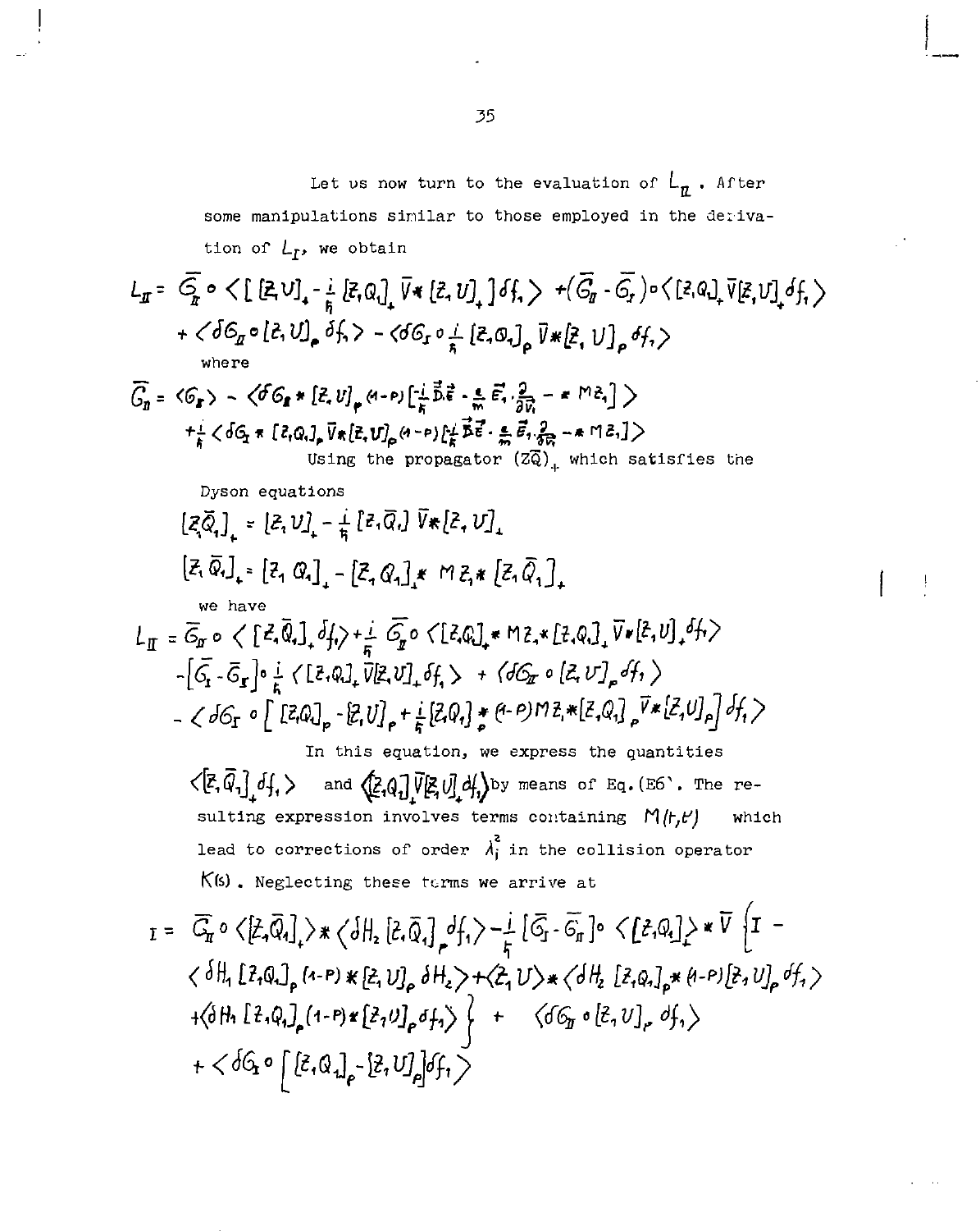Let us now turn to the evaluation of $L_{II}$. After some manipulations similar to those employed in the derivation of $L_I$, we obtain

$$L_{II} = \bar{G}_{II} \circ \langle [ [Z_1 U]_+ - \frac{i}{\hbar} [Z_1 Q_1]_+ \bar{V} * [Z_1 U]_+ ] \delta f_1 \rangle + (\bar{G}_{II} - \bar{G}_I) \circ \langle [Z_1 Q_1]_+ \bar{V} [Z_1 U]_+ \delta f_1 \rangle$$
$$+ \langle \delta G_{II} \circ [Z_1 U]_p \delta f_1 \rangle - \langle \delta G_I \circ \frac{i}{\hbar} [Z_1 Q_1]_p \bar{V} * [Z_1 U]_p \delta f_1 \rangle$$

where

$$\bar{G}_{II} = \langle G_I \rangle - \langle \delta G_I * [Z_1 U]_p (1-P) [ -\frac{i}{\hbar} \vec{D} \cdot \vec{\epsilon} \cdot \frac{e}{m} \vec{E}_1 \cdot \frac{\partial}{\partial \vec{v}_1} - * M Z_1 ] \rangle$$
$$+ \frac{i}{\hbar} \langle \delta G_I * [Z_1 Q_1]_p \bar{V} * [Z_1 U]_p (1-P) [ \frac{i}{\hbar} \vec{D} \cdot \vec{\epsilon} \cdot \frac{e}{m} \vec{E}_1 \cdot \frac{\partial}{\partial \vec{v}_1} - * M Z_1 ] \rangle$$

Using the propagator $(Z\bar{Q})_+$ which satisfies the Dyson equations

$$[Z_1 \bar{Q}_1]_+ = [Z_1 U]_+ - \frac{i}{\hbar} [Z_1 \bar{Q}_1] \bar{V} * [Z_1 U]_+$$

$$[Z_1 \bar{Q}_1]_+ = [Z_1 Q_1]_+ - [Z_1 Q_1]_+ * M Z_1 * [Z_1 \bar{Q}_1]_+$$

we have

$$L_{II} = \bar{G}_{II} \circ \langle [Z_1 \bar{Q}_1]_+ \delta f_1 \rangle + \frac{i}{\hbar} \bar{G}_{II} \circ \langle [Z_1 Q_1]_+ * M Z_1 * [Z_1 Q_1]_+ \bar{V} * [Z_1 U]_+ \delta f_1 \rangle$$
$$- [\bar{G}_I - \bar{G}_{II}] \circ \frac{i}{\hbar} \langle [Z_1 Q_1]_+ \bar{V} [Z_1 U]_+ \delta f_1 \rangle + \langle \delta G_{II} \circ [Z_1 U]_p \delta f_1 \rangle$$
$$- \langle \delta G_I \circ [ [Z_1 Q_1]_p - [Z_1 U]_p + \frac{i}{\hbar} [Z_1 Q_1]_p * (1-P) M Z_1 * [Z_1 Q_1]_p \bar{V} * [Z_1 U]_p ] \delta f_1 \rangle$$

In this equation, we express the quantities $\langle [Z_1 \bar{Q}_1]_+ \delta f_1 \rangle$ and $\langle [Z_1 Q_1]_+ \bar{V} [Z_1 U]_+ \delta f_1 \rangle$ by means of Eq. (E6). The resulting expression involves terms containing $M(t,t')$ which lead to corrections of order $\lambda_i^2$ in the collision operator $K(s)$. Neglecting these terms we arrive at

$$I = \bar{G}_{II} \circ \langle [Z_1 \bar{Q}_1]_+ \rangle * \langle \delta H_2 [Z_1 \bar{Q}_1]_p \delta f_1 \rangle - \frac{i}{\hbar} [\bar{G}_I - \bar{G}_{II}] \circ \langle [Z_1 Q_1]_+ \rangle * \bar{V} \{ I -$$
$$\langle \delta H_1 [Z_1 Q_1]_p (1-P) * [Z_1 U]_p \delta H_2 \rangle + \langle Z_1 U \rangle * \langle \delta H_2 [Z_1 Q_1]_p * (1-P) [Z_1 U]_p \delta f_1 \rangle$$
$$+ \langle \delta H_1 [Z_1 Q_1]_p (1-P) * [Z_1 U]_p \delta f_1 \rangle \} + \langle \delta G_{II} \circ [Z_1 U]_p \delta f_1 \rangle$$
$$+ \langle \delta G_I \circ [ [Z_1 Q_1]_p - [Z_1 U]_p ] \delta f_1 \rangle$$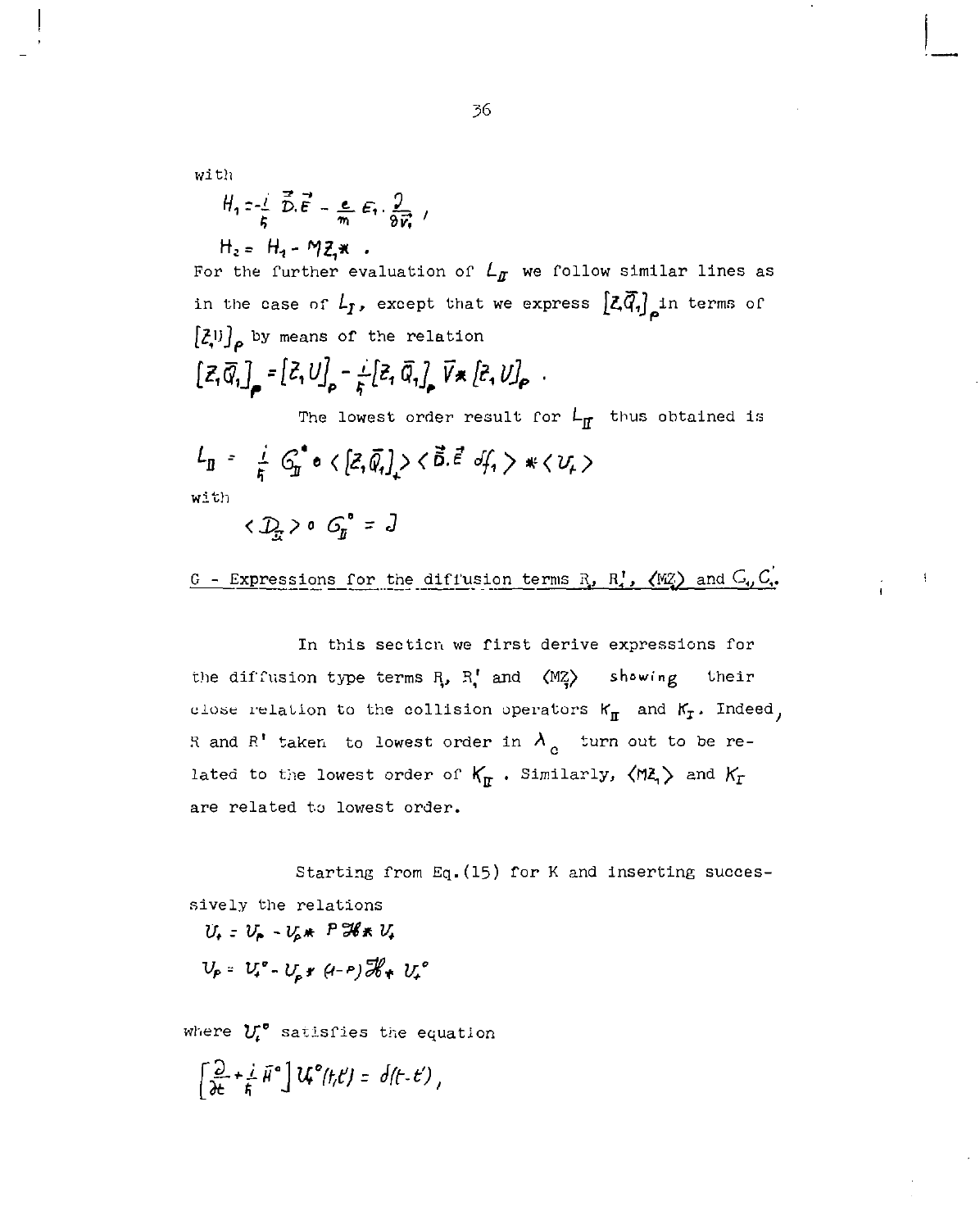with

$$H_1 = -\frac{i}{\hbar}\,\vec{D}.\vec{E} - \frac{e}{m}\,E_1 . \frac{\partial}{\partial \vec{v}_1}\ ,$$

$$H_2 = H_1 - M Z_1 * \ .$$

For the further evaluation of $L_{II}$ we follow similar lines as in the case of $L_I$, except that we express $[Z_1\bar{Q}_1]_\rho$ in terms of $[Z_1 U]_\rho$ by means of the relation

$$[Z_1\bar{Q}_1]_\rho = [Z_1 U]_\rho - \frac{i}{\hbar}[Z_1\bar{Q}_1]_\rho\,\bar{V} * [Z_1 U]_\rho \ .$$

The lowest order result for $L_{II}$ thus obtained is

$$L_{II} = \frac{i}{\hbar}\,G_{II}^{\circ} \circ \langle [Z_1\bar{Q}_1]_+ \rangle \langle \vec{D}.\vec{E}\ df_1 \rangle * \langle U_+ \rangle$$

with

$$\langle \mathcal{D}_{II} \rangle \circ G_{II}^{\circ} = J$$

G - Expressions for the diffusion terms $R$, $R_1'$, $\langle MZ_1 \rangle$ and $C_1$, $C_1'$.

In this section we first derive expressions for the diffusion type terms $R_1$, $R_1'$ and $\langle MZ_1 \rangle$ showing their close relation to the collision operators $K_{II}$ and $K_I$. Indeed, $R$ and $R'$ taken to lowest order in $\lambda_c$ turn out to be related to the lowest order of $K_{II}$. Similarly, $\langle MZ_1 \rangle$ and $K_I$ are related to lowest order.

Starting from Eq.(15) for K and inserting successively the relations

$$U_+ = U_P - U_P * P\mathcal{H} * U_+$$

$$U_P = U_+^{\circ} - U_P * (1-P)\mathcal{H} * U_+^{\circ}$$

where $U_+^{\circ}$ satisfies the equation

$$\left[\frac{\partial}{\partial t} + \frac{i}{\hbar}\bar{H}^{\circ}\right] U_+^{\circ}(t,t') = \delta(t-t')\ ,$$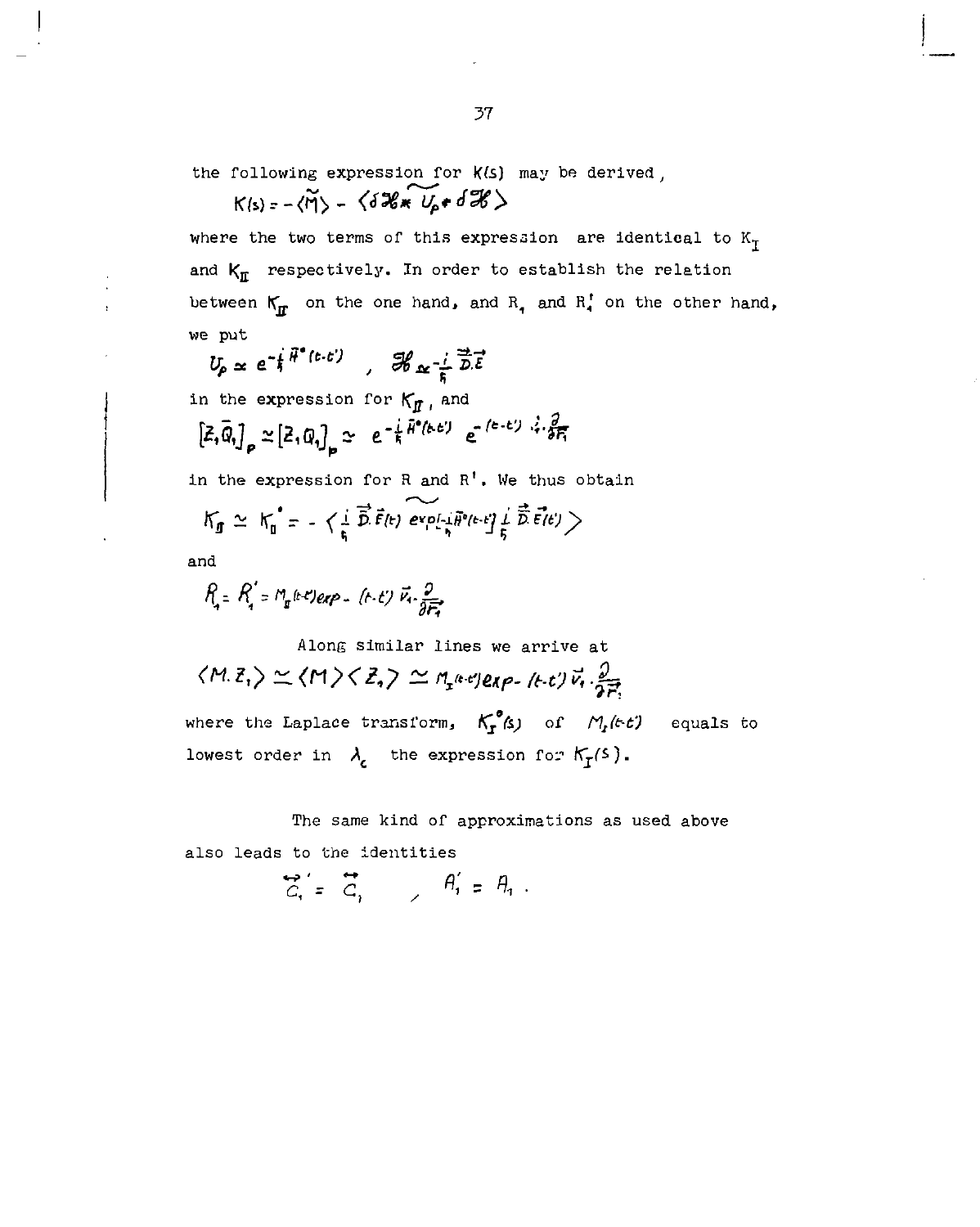the following expression for $K(s)$ may be derived,

$$K(s) = -\langle \widetilde{M} \rangle - \langle \delta \mathcal{H} * \widetilde{U_p * \delta \mathcal{H}} \rangle$$

where the two terms of this expression are identical to $K_I$ and $K_{II}$ respectively. In order to establish the relation between $K_{II}$ on the one hand, and $R_1$ and $R_1'$ on the other hand, we put

$$U_p \simeq e^{-\frac{i}{\hbar} \bar{H}^{\circ}(t-t')} \quad , \quad \mathcal{H} \simeq -\frac{i}{\hbar} \vec{D}.\vec{E}$$

in the expression for $K_{II}$, and

$$[\bar{Z}_1 \bar{Q}_1]_p \simeq [Z_1 Q_1]_p \simeq e^{-\frac{i}{\hbar} \bar{H}^{\circ}(t-t')} \; e^{-(t-t') \vec{v}_1 . \frac{\partial}{\partial \vec{r}_1}}$$

in the expression for $R$ and $R'$. We thus obtain

$$K_{II} \simeq K_{II}^{\circ} = - \langle \frac{i}{\hbar} \vec{D}.\vec{E}(t) \, \widetilde{\exp[-\tfrac{i}{\hbar} \bar{H}^{\circ}(t-t')]} \, \frac{i}{\hbar} \vec{D}.\vec{E}(t') \rangle$$

and

$$R_1 = R_1' = M_{II}(t-t') \exp - (t-t') \vec{v}_1 . \frac{\partial}{\partial \vec{r}_1}$$

Along similar lines we arrive at

$$\langle M.Z_1 \rangle \simeq \langle M \rangle \langle Z_1 \rangle \simeq M_I(t-t') \exp - (t-t') \vec{v}_1 . \frac{\partial}{\partial \vec{r}_1}$$

where the Laplace transform, $K_I^{\circ}(s)$ of $M_I(t-t')$ equals to lowest order in $\lambda_c$ the expression for $K_I(s)$.

The same kind of approximations as used above also leads to the identities

$$\overleftrightarrow{C}_1' = \overleftrightarrow{C}_1 \quad , \quad A_1' = A_1 .$$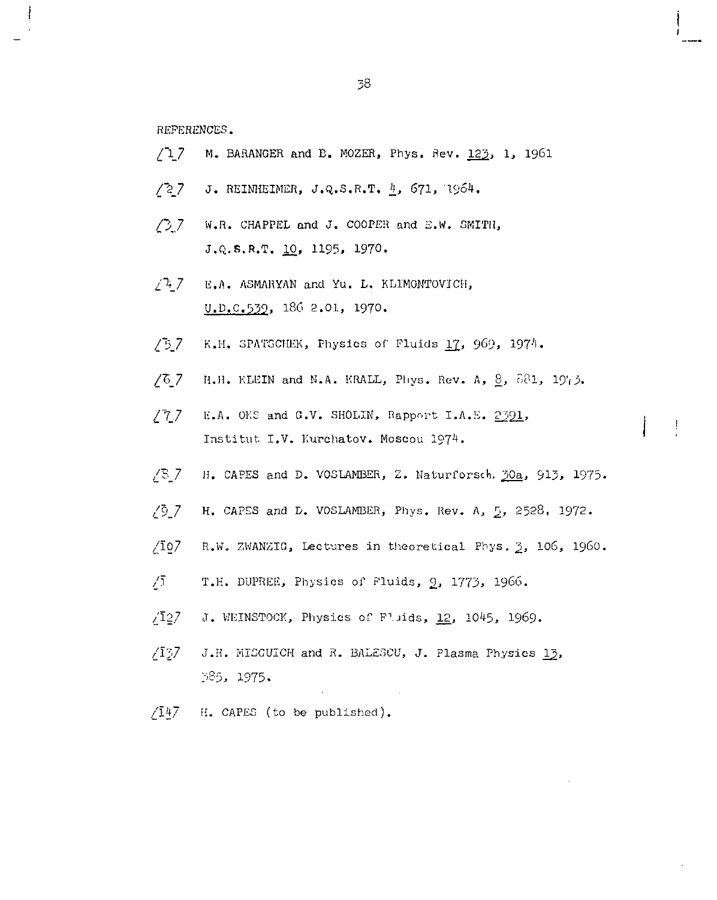REFERENCES.

[1] M. BARANGER and B. MOZER, Phys. Rev. 123, 1, 1961

[2] J. REINHEIMER, J.Q.S.R.T. 4, 671, 1964.

[3] W.R. CHAPPEL and J. COOPER and E.W. SMITH, J.Q.S.R.T. 10, 1195, 1970.

[4] E.A. ASMARYAN and Yu. L. KLIMONTOVICH, U.D.C.539, 186 2.01, 1970.

[5] K.H. SPATSCHEK, Physics of Fluids 17, 969, 1974.

[6] H.H. KLEIN and N.A. KRALL, Phys. Rev. A, 8, 881, 1973.

[7] E.A. OKS and G.V. SHOLIN, Rapport I.A.E. 2391, Institut I.V. Kurchatov. Moscou 1974.

[8] H. CAPES and D. VOSLAMBER, Z. Naturforsch. 30a, 913, 1975.

[9] H. CAPES and D. VOSLAMBER, Phys. Rev. A, 5, 2528, 1972.

[10] R.W. ZWANZIG, Lectures in theoretical Phys. 3, 106, 1960.

[11] T.H. DUPREE, Physics of Fluids, 9, 1773, 1966.

[12] J. WEINSTOCK, Physics of Fluids, 12, 1045, 1969.

[13] J.H. MISGUICH and R. BALESCU, J. Plasma Physics 13, 385, 1975.

[14] H. CAPES (to be published).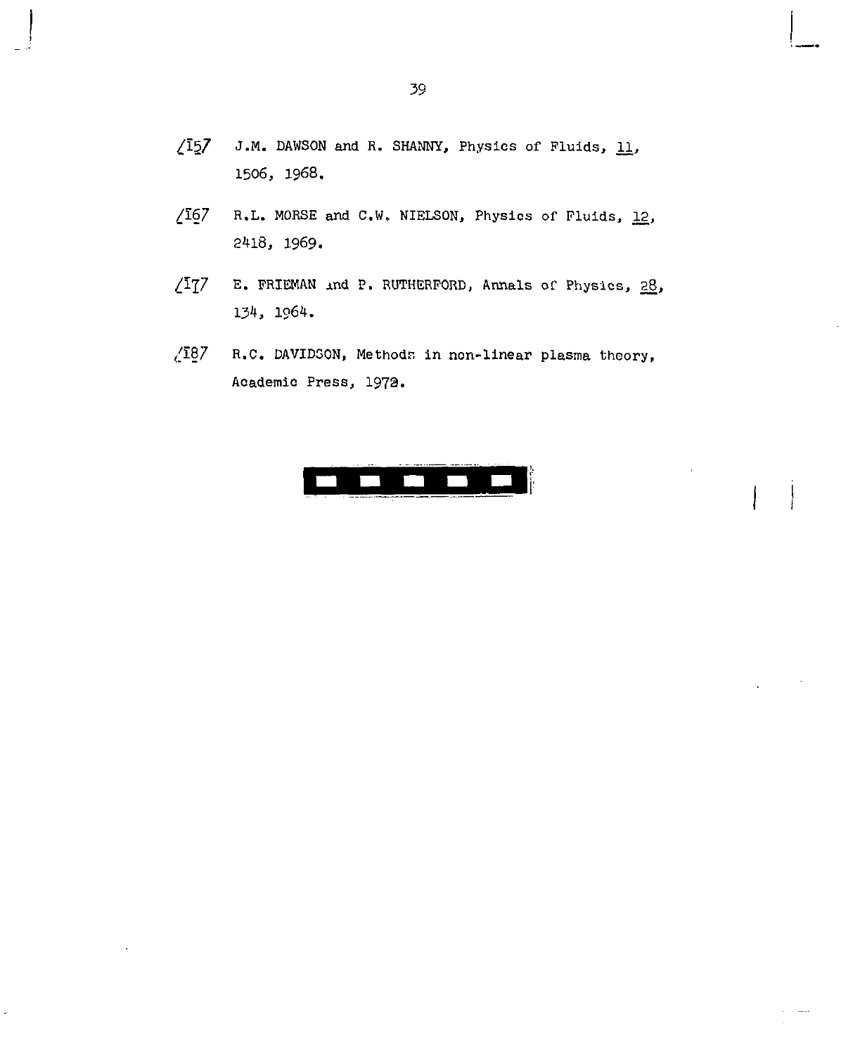/15/ J.M. DAWSON and R. SHANNY, Physics of Fluids, 11, 1506, 1968.

/16/ R.L. MORSE and C.W. NIELSON, Physics of Fluids, 12, 2418, 1969.

/17/ E. FRIEMAN and P. RUTHERFORD, Annals of Physics, 28, 134, 1964.

/18/ R.C. DAVIDSON, Methods in non-linear plasma theory, Academic Press, 1972.